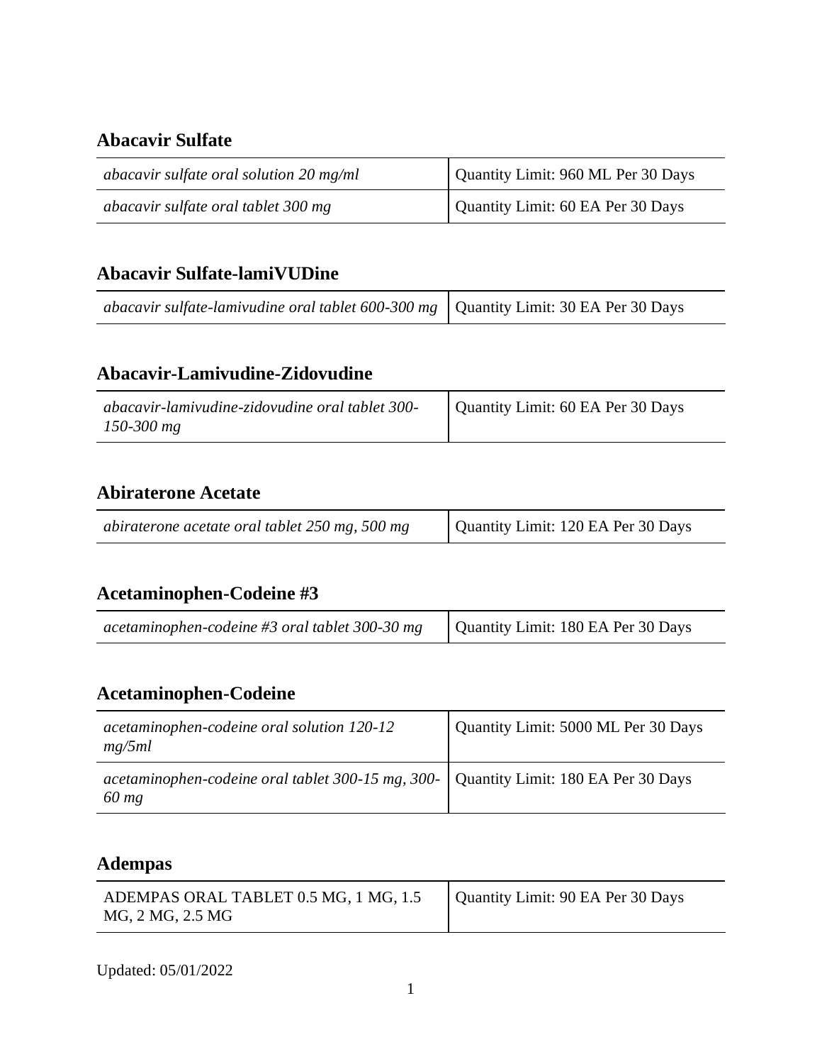## Abacavir Sulfate

| | |
|---|---|
| *abacavir sulfate oral solution 20 mg/ml* | Quantity Limit: 960 ML Per 30 Days |
| *abacavir sulfate oral tablet 300 mg* | Quantity Limit: 60 EA Per 30 Days |

## Abacavir Sulfate-lamiVUDine

| | |
|---|---|
| *abacavir sulfate-lamivudine oral tablet 600-300 mg* | Quantity Limit: 30 EA Per 30 Days |

## Abacavir-Lamivudine-Zidovudine

| | |
|---|---|
| *abacavir-lamivudine-zidovudine oral tablet 300-150-300 mg* | Quantity Limit: 60 EA Per 30 Days |

## Abiraterone Acetate

| | |
|---|---|
| *abiraterone acetate oral tablet 250 mg, 500 mg* | Quantity Limit: 120 EA Per 30 Days |

## Acetaminophen-Codeine #3

| | |
|---|---|
| *acetaminophen-codeine #3 oral tablet 300-30 mg* | Quantity Limit: 180 EA Per 30 Days |

## Acetaminophen-Codeine

| | |
|---|---|
| *acetaminophen-codeine oral solution 120-12 mg/5ml* | Quantity Limit: 5000 ML Per 30 Days |
| *acetaminophen-codeine oral tablet 300-15 mg, 300-60 mg* | Quantity Limit: 180 EA Per 30 Days |

## Adempas

| | |
|---|---|
| ADEMPAS ORAL TABLET 0.5 MG, 1 MG, 1.5 MG, 2 MG, 2.5 MG | Quantity Limit: 90 EA Per 30 Days |

Updated: 05/01/2022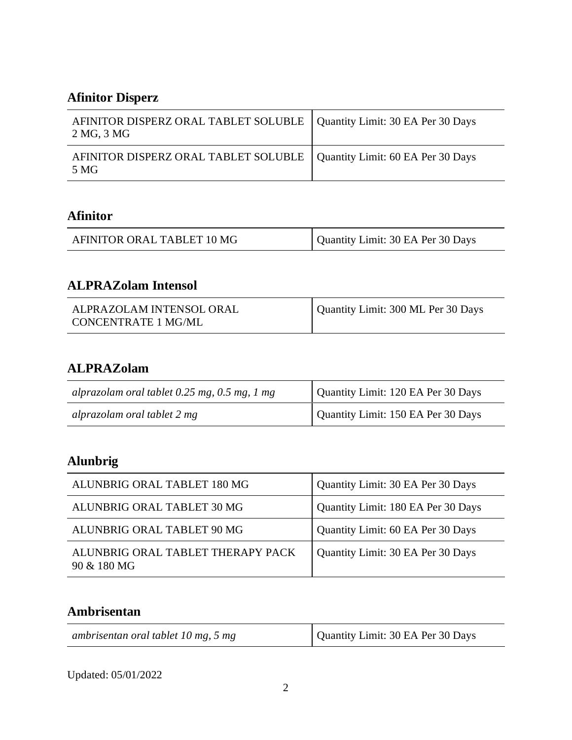## Afinitor Disperz

| | |
|---|---|
| AFINITOR DISPERZ ORAL TABLET SOLUBLE 2 MG, 3 MG | Quantity Limit: 30 EA Per 30 Days |
| AFINITOR DISPERZ ORAL TABLET SOLUBLE 5 MG | Quantity Limit: 60 EA Per 30 Days |

## Afinitor

| | |
|---|---|
| AFINITOR ORAL TABLET 10 MG | Quantity Limit: 30 EA Per 30 Days |

## ALPRAZolam Intensol

| | |
|---|---|
| ALPRAZOLAM INTENSOL ORAL CONCENTRATE 1 MG/ML | Quantity Limit: 300 ML Per 30 Days |

## ALPRAZolam

| | |
|---|---|
| *alprazolam oral tablet 0.25 mg, 0.5 mg, 1 mg* | Quantity Limit: 120 EA Per 30 Days |
| *alprazolam oral tablet 2 mg* | Quantity Limit: 150 EA Per 30 Days |

## Alunbrig

| | |
|---|---|
| ALUNBRIG ORAL TABLET 180 MG | Quantity Limit: 30 EA Per 30 Days |
| ALUNBRIG ORAL TABLET 30 MG | Quantity Limit: 180 EA Per 30 Days |
| ALUNBRIG ORAL TABLET 90 MG | Quantity Limit: 60 EA Per 30 Days |
| ALUNBRIG ORAL TABLET THERAPY PACK 90 & 180 MG | Quantity Limit: 30 EA Per 30 Days |

## Ambrisentan

| | |
|---|---|
| *ambrisentan oral tablet 10 mg, 5 mg* | Quantity Limit: 30 EA Per 30 Days |

Updated: 05/01/2022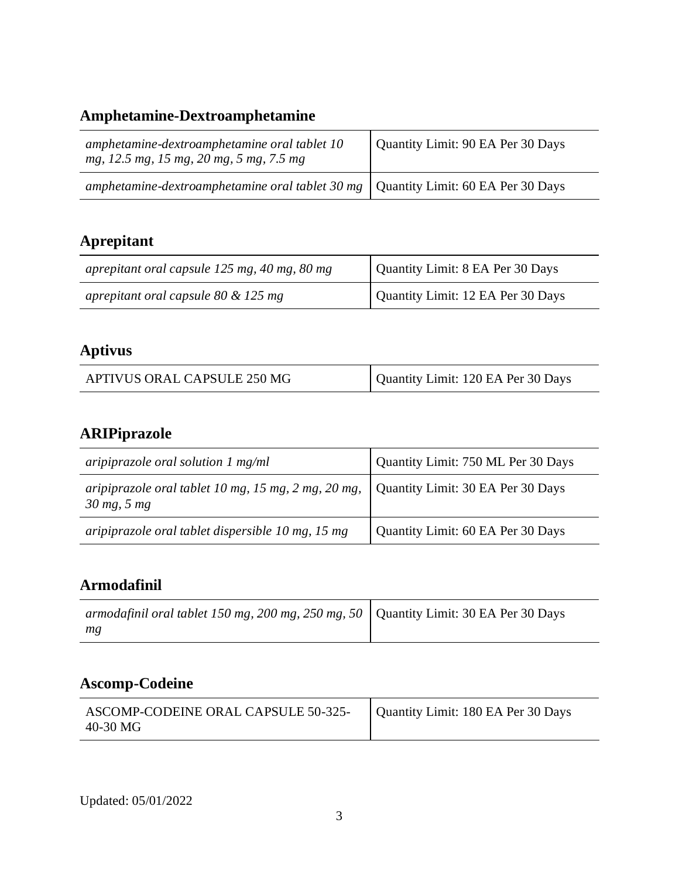## Amphetamine-Dextroamphetamine

| | |
|---|---|
| *amphetamine-dextroamphetamine oral tablet 10 mg, 12.5 mg, 15 mg, 20 mg, 5 mg, 7.5 mg* | Quantity Limit: 90 EA Per 30 Days |
| *amphetamine-dextroamphetamine oral tablet 30 mg* | Quantity Limit: 60 EA Per 30 Days |

## Aprepitant

| | |
|---|---|
| *aprepitant oral capsule 125 mg, 40 mg, 80 mg* | Quantity Limit: 8 EA Per 30 Days |
| *aprepitant oral capsule 80 & 125 mg* | Quantity Limit: 12 EA Per 30 Days |

## Aptivus

| | |
|---|---|
| APTIVUS ORAL CAPSULE 250 MG | Quantity Limit: 120 EA Per 30 Days |

## ARIPiprazole

| | |
|---|---|
| *aripiprazole oral solution 1 mg/ml* | Quantity Limit: 750 ML Per 30 Days |
| *aripiprazole oral tablet 10 mg, 15 mg, 2 mg, 20 mg, 30 mg, 5 mg* | Quantity Limit: 30 EA Per 30 Days |
| *aripiprazole oral tablet dispersible 10 mg, 15 mg* | Quantity Limit: 60 EA Per 30 Days |

## Armodafinil

| | |
|---|---|
| *armodafinil oral tablet 150 mg, 200 mg, 250 mg, 50 mg* | Quantity Limit: 30 EA Per 30 Days |

## Ascomp-Codeine

| | |
|---|---|
| ASCOMP-CODEINE ORAL CAPSULE 50-325-40-30 MG | Quantity Limit: 180 EA Per 30 Days |

Updated: 05/01/2022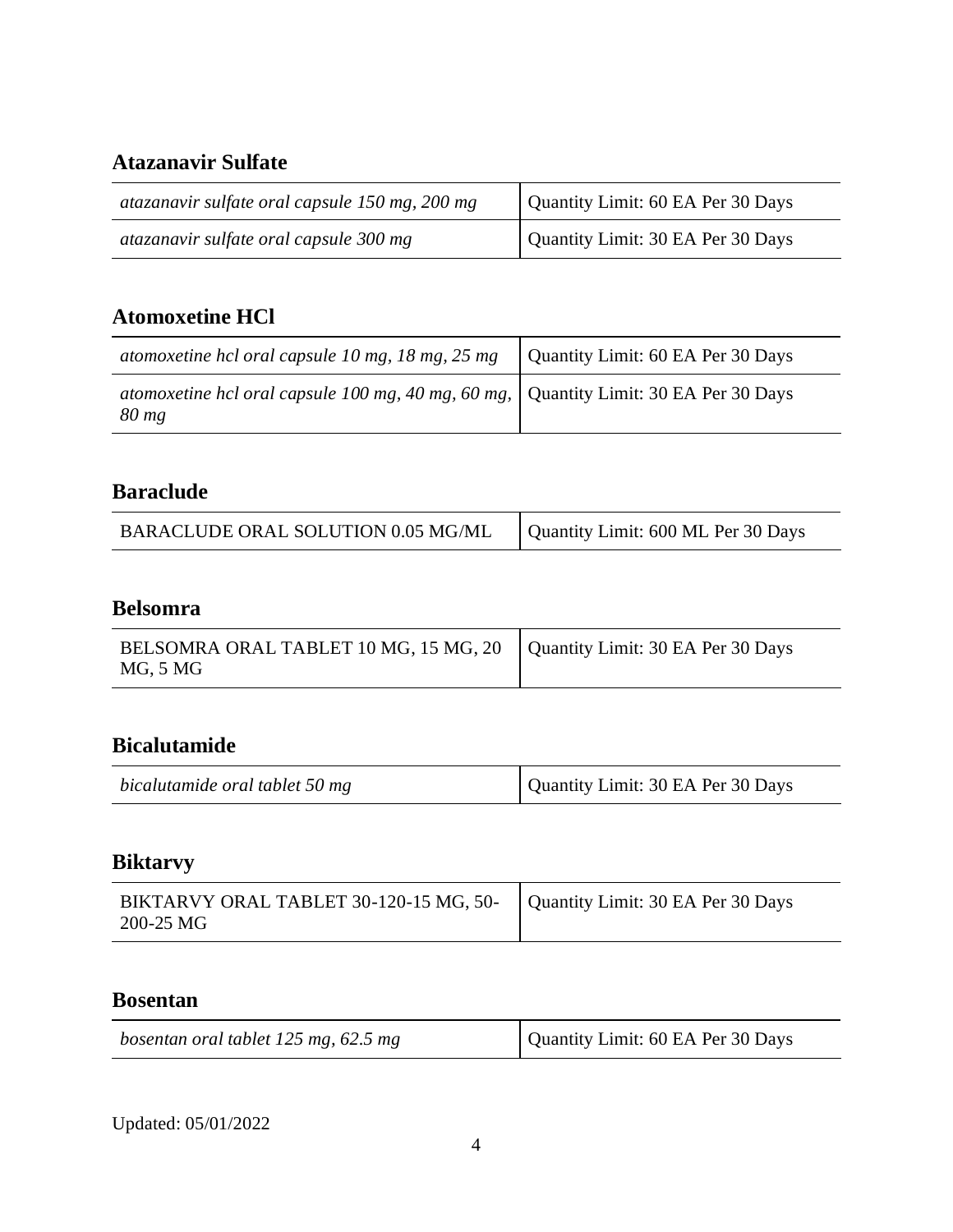## Atazanavir Sulfate

| | |
|---|---|
| *atazanavir sulfate oral capsule 150 mg, 200 mg* | Quantity Limit: 60 EA Per 30 Days |
| *atazanavir sulfate oral capsule 300 mg* | Quantity Limit: 30 EA Per 30 Days |

## Atomoxetine HCl

| | |
|---|---|
| *atomoxetine hcl oral capsule 10 mg, 18 mg, 25 mg* | Quantity Limit: 60 EA Per 30 Days |
| *atomoxetine hcl oral capsule 100 mg, 40 mg, 60 mg, 80 mg* | Quantity Limit: 30 EA Per 30 Days |

## Baraclude

| | |
|---|---|
| BARACLUDE ORAL SOLUTION 0.05 MG/ML | Quantity Limit: 600 ML Per 30 Days |

## Belsomra

| | |
|---|---|
| BELSOMRA ORAL TABLET 10 MG, 15 MG, 20 MG, 5 MG | Quantity Limit: 30 EA Per 30 Days |

## Bicalutamide

| | |
|---|---|
| *bicalutamide oral tablet 50 mg* | Quantity Limit: 30 EA Per 30 Days |

## Biktarvy

| | |
|---|---|
| BIKTARVY ORAL TABLET 30-120-15 MG, 50-200-25 MG | Quantity Limit: 30 EA Per 30 Days |

## Bosentan

| | |
|---|---|
| *bosentan oral tablet 125 mg, 62.5 mg* | Quantity Limit: 60 EA Per 30 Days |

Updated: 05/01/2022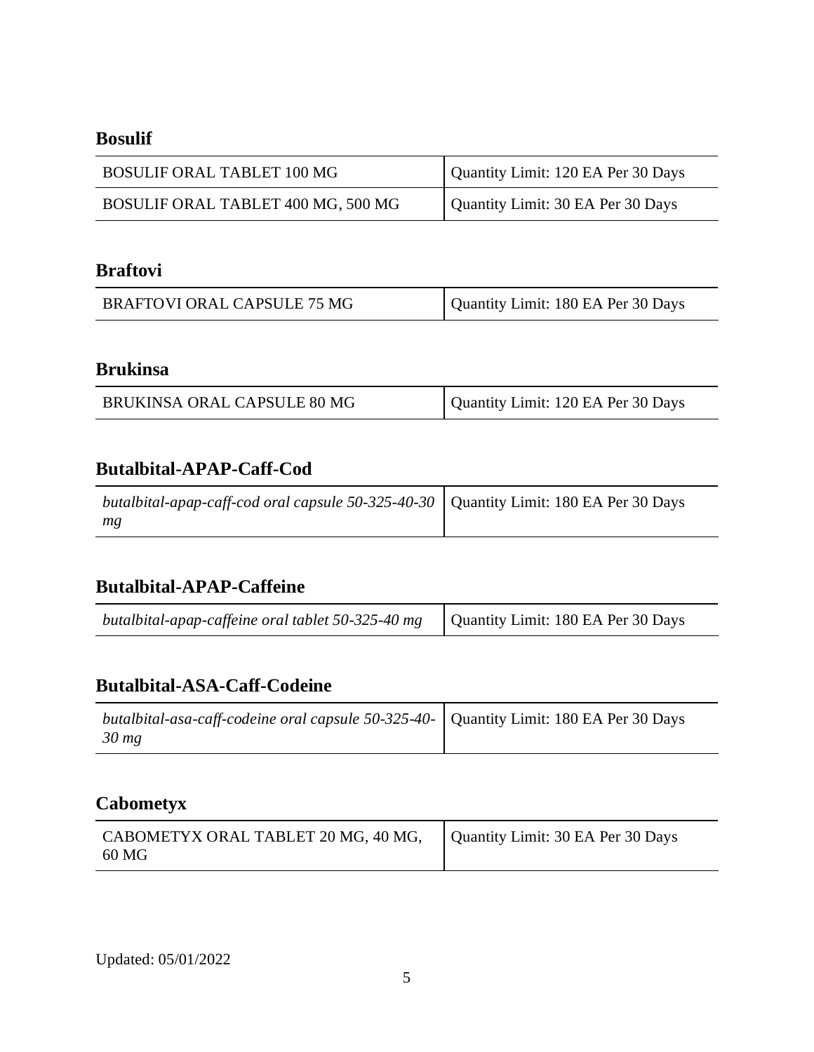## Bosulif

| BOSULIF ORAL TABLET 100 MG | Quantity Limit: 120 EA Per 30 Days |
|---|---|
| BOSULIF ORAL TABLET 400 MG, 500 MG | Quantity Limit: 30 EA Per 30 Days |

## Braftovi

| BRAFTOVI ORAL CAPSULE 75 MG | Quantity Limit: 180 EA Per 30 Days |
|---|---|

## Brukinsa

| BRUKINSA ORAL CAPSULE 80 MG | Quantity Limit: 120 EA Per 30 Days |
|---|---|

## Butalbital-APAP-Caff-Cod

| *butalbital-apap-caff-cod oral capsule 50-325-40-30 mg* | Quantity Limit: 180 EA Per 30 Days |
|---|---|

## Butalbital-APAP-Caffeine

| *butalbital-apap-caffeine oral tablet 50-325-40 mg* | Quantity Limit: 180 EA Per 30 Days |
|---|---|

## Butalbital-ASA-Caff-Codeine

| *butalbital-asa-caff-codeine oral capsule 50-325-40-30 mg* | Quantity Limit: 180 EA Per 30 Days |
|---|---|

## Cabometyx

| CABOMETYX ORAL TABLET 20 MG, 40 MG, 60 MG | Quantity Limit: 30 EA Per 30 Days |
|---|---|

Updated: 05/01/2022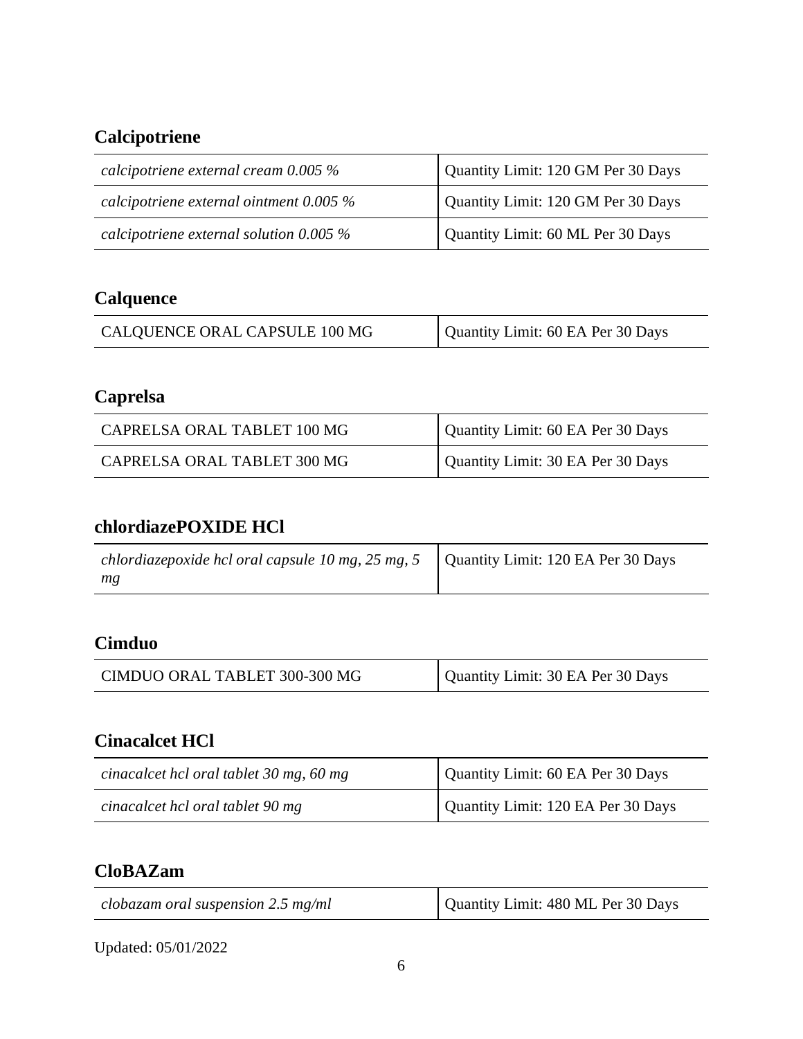## Calcipotriene

| | |
|---|---|
| *calcipotriene external cream 0.005 %* | Quantity Limit: 120 GM Per 30 Days |
| *calcipotriene external ointment 0.005 %* | Quantity Limit: 120 GM Per 30 Days |
| *calcipotriene external solution 0.005 %* | Quantity Limit: 60 ML Per 30 Days |

## Calquence

| | |
|---|---|
| CALQUENCE ORAL CAPSULE 100 MG | Quantity Limit: 60 EA Per 30 Days |

## Caprelsa

| | |
|---|---|
| CAPRELSA ORAL TABLET 100 MG | Quantity Limit: 60 EA Per 30 Days |
| CAPRELSA ORAL TABLET 300 MG | Quantity Limit: 30 EA Per 30 Days |

## chlordiazePOXIDE HCl

| | |
|---|---|
| *chlordiazepoxide hcl oral capsule 10 mg, 25 mg, 5 mg* | Quantity Limit: 120 EA Per 30 Days |

## Cimduo

| | |
|---|---|
| CIMDUO ORAL TABLET 300-300 MG | Quantity Limit: 30 EA Per 30 Days |

## Cinacalcet HCl

| | |
|---|---|
| *cinacalcet hcl oral tablet 30 mg, 60 mg* | Quantity Limit: 60 EA Per 30 Days |
| *cinacalcet hcl oral tablet 90 mg* | Quantity Limit: 120 EA Per 30 Days |

## CloBAZam

| | |
|---|---|
| *clobazam oral suspension 2.5 mg/ml* | Quantity Limit: 480 ML Per 30 Days |

Updated: 05/01/2022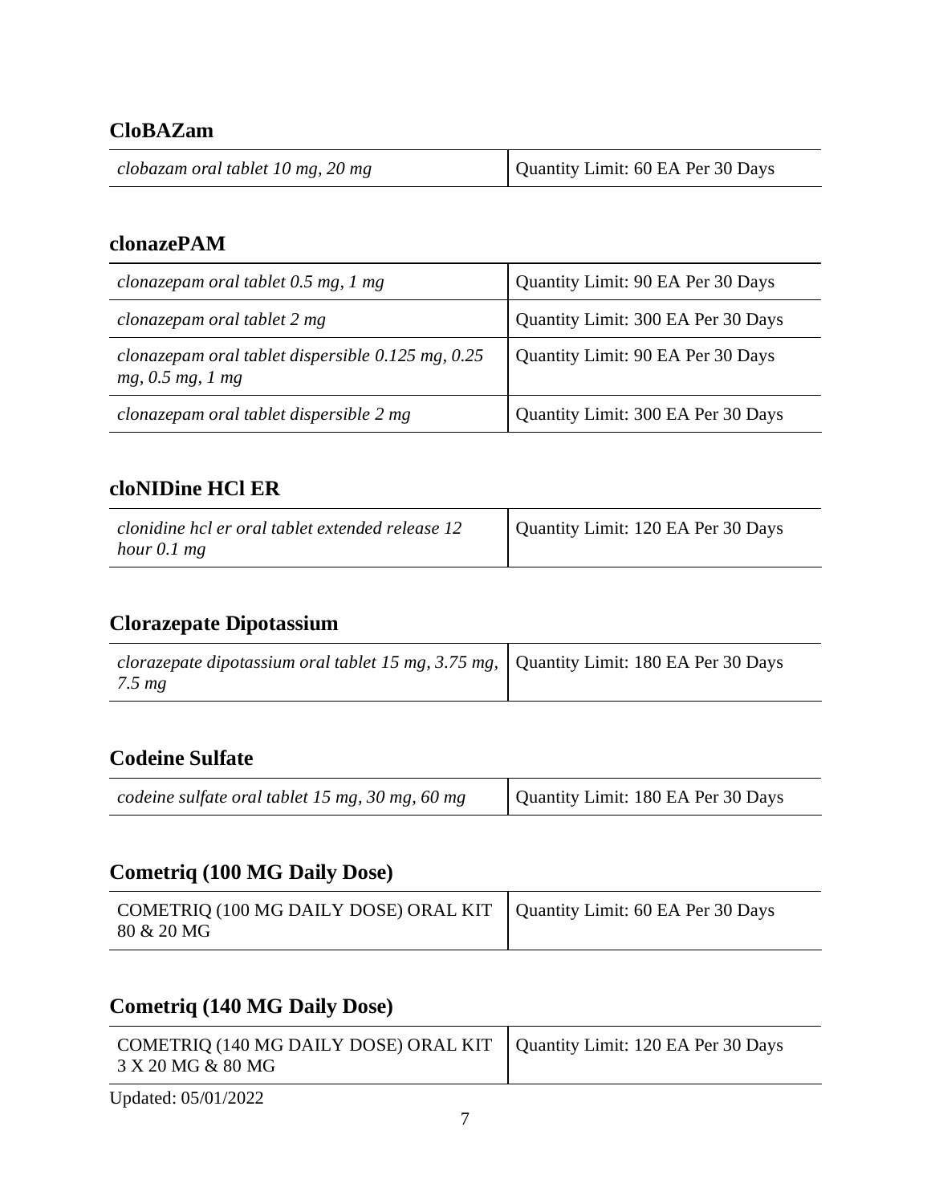## CloBAZam

| | |
|---|---|
| *clobazam oral tablet 10 mg, 20 mg* | Quantity Limit: 60 EA Per 30 Days |

## clonazePAM

| | |
|---|---|
| *clonazepam oral tablet 0.5 mg, 1 mg* | Quantity Limit: 90 EA Per 30 Days |
| *clonazepam oral tablet 2 mg* | Quantity Limit: 300 EA Per 30 Days |
| *clonazepam oral tablet dispersible 0.125 mg, 0.25 mg, 0.5 mg, 1 mg* | Quantity Limit: 90 EA Per 30 Days |
| *clonazepam oral tablet dispersible 2 mg* | Quantity Limit: 300 EA Per 30 Days |

## cloNIDine HCl ER

| | |
|---|---|
| *clonidine hcl er oral tablet extended release 12 hour 0.1 mg* | Quantity Limit: 120 EA Per 30 Days |

## Clorazepate Dipotassium

| | |
|---|---|
| *clorazepate dipotassium oral tablet 15 mg, 3.75 mg, 7.5 mg* | Quantity Limit: 180 EA Per 30 Days |

## Codeine Sulfate

| | |
|---|---|
| *codeine sulfate oral tablet 15 mg, 30 mg, 60 mg* | Quantity Limit: 180 EA Per 30 Days |

## Cometriq (100 MG Daily Dose)

| | |
|---|---|
| COMETRIQ (100 MG DAILY DOSE) ORAL KIT 80 & 20 MG | Quantity Limit: 60 EA Per 30 Days |

## Cometriq (140 MG Daily Dose)

| | |
|---|---|
| COMETRIQ (140 MG DAILY DOSE) ORAL KIT 3 X 20 MG & 80 MG | Quantity Limit: 120 EA Per 30 Days |

Updated: 05/01/2022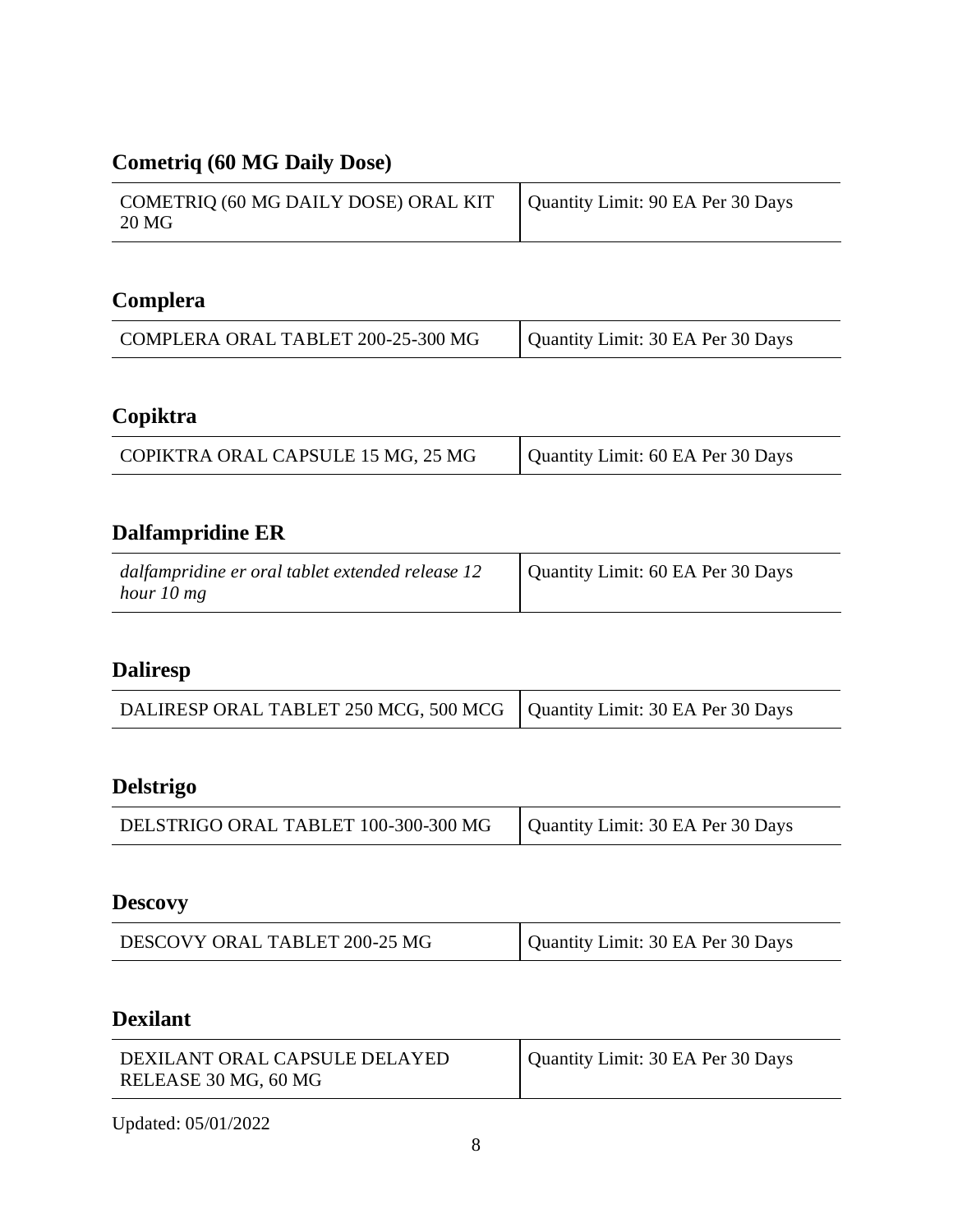## Cometriq (60 MG Daily Dose)

| | |
|---|---|
| COMETRIQ (60 MG DAILY DOSE) ORAL KIT 20 MG | Quantity Limit: 90 EA Per 30 Days |

## Complera

| | |
|---|---|
| COMPLERA ORAL TABLET 200-25-300 MG | Quantity Limit: 30 EA Per 30 Days |

## Copiktra

| | |
|---|---|
| COPIKTRA ORAL CAPSULE 15 MG, 25 MG | Quantity Limit: 60 EA Per 30 Days |

## Dalfampridine ER

| | |
|---|---|
| *dalfampridine er oral tablet extended release 12 hour 10 mg* | Quantity Limit: 60 EA Per 30 Days |

## Daliresp

| | |
|---|---|
| DALIRESP ORAL TABLET 250 MCG, 500 MCG | Quantity Limit: 30 EA Per 30 Days |

## Delstrigo

| | |
|---|---|
| DELSTRIGO ORAL TABLET 100-300-300 MG | Quantity Limit: 30 EA Per 30 Days |

## Descovy

| | |
|---|---|
| DESCOVY ORAL TABLET 200-25 MG | Quantity Limit: 30 EA Per 30 Days |

## Dexilant

| | |
|---|---|
| DEXILANT ORAL CAPSULE DELAYED RELEASE 30 MG, 60 MG | Quantity Limit: 30 EA Per 30 Days |

Updated: 05/01/2022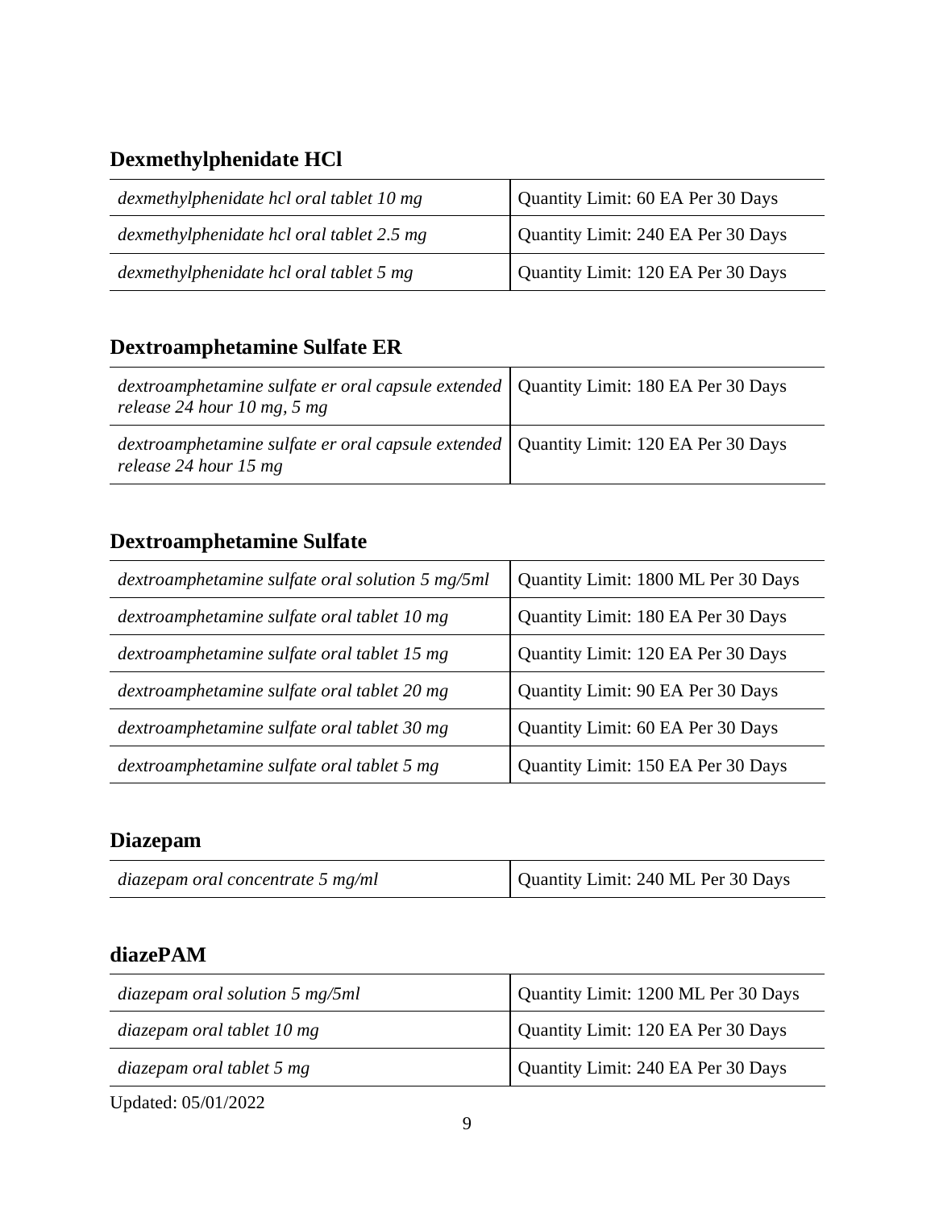## Dexmethylphenidate HCl

| | |
|---|---|
| *dexmethylphenidate hcl oral tablet 10 mg* | Quantity Limit: 60 EA Per 30 Days |
| *dexmethylphenidate hcl oral tablet 2.5 mg* | Quantity Limit: 240 EA Per 30 Days |
| *dexmethylphenidate hcl oral tablet 5 mg* | Quantity Limit: 120 EA Per 30 Days |

## Dextroamphetamine Sulfate ER

| | |
|---|---|
| *dextroamphetamine sulfate er oral capsule extended release 24 hour 10 mg, 5 mg* | Quantity Limit: 180 EA Per 30 Days |
| *dextroamphetamine sulfate er oral capsule extended release 24 hour 15 mg* | Quantity Limit: 120 EA Per 30 Days |

## Dextroamphetamine Sulfate

| | |
|---|---|
| *dextroamphetamine sulfate oral solution 5 mg/5ml* | Quantity Limit: 1800 ML Per 30 Days |
| *dextroamphetamine sulfate oral tablet 10 mg* | Quantity Limit: 180 EA Per 30 Days |
| *dextroamphetamine sulfate oral tablet 15 mg* | Quantity Limit: 120 EA Per 30 Days |
| *dextroamphetamine sulfate oral tablet 20 mg* | Quantity Limit: 90 EA Per 30 Days |
| *dextroamphetamine sulfate oral tablet 30 mg* | Quantity Limit: 60 EA Per 30 Days |
| *dextroamphetamine sulfate oral tablet 5 mg* | Quantity Limit: 150 EA Per 30 Days |

## Diazepam

| | |
|---|---|
| *diazepam oral concentrate 5 mg/ml* | Quantity Limit: 240 ML Per 30 Days |

## diazePAM

| | |
|---|---|
| *diazepam oral solution 5 mg/5ml* | Quantity Limit: 1200 ML Per 30 Days |
| *diazepam oral tablet 10 mg* | Quantity Limit: 120 EA Per 30 Days |
| *diazepam oral tablet 5 mg* | Quantity Limit: 240 EA Per 30 Days |

Updated: 05/01/2022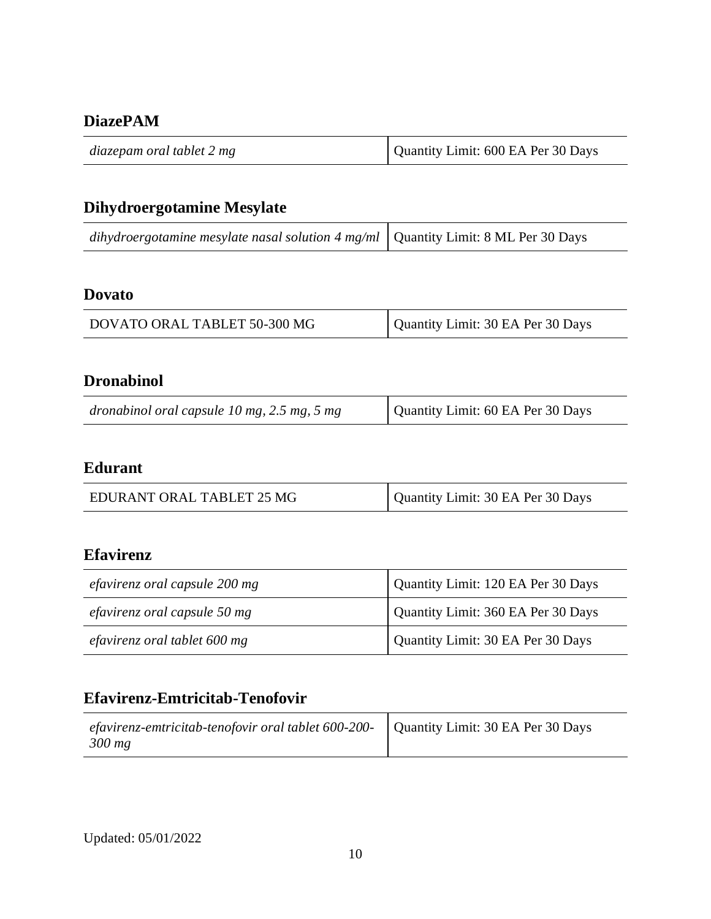## DiazePAM

| | |
|---|---|
| *diazepam oral tablet 2 mg* | Quantity Limit: 600 EA Per 30 Days |

## Dihydroergotamine Mesylate

| | |
|---|---|
| *dihydroergotamine mesylate nasal solution 4 mg/ml* | Quantity Limit: 8 ML Per 30 Days |

## Dovato

| | |
|---|---|
| DOVATO ORAL TABLET 50-300 MG | Quantity Limit: 30 EA Per 30 Days |

## Dronabinol

| | |
|---|---|
| *dronabinol oral capsule 10 mg, 2.5 mg, 5 mg* | Quantity Limit: 60 EA Per 30 Days |

## Edurant

| | |
|---|---|
| EDURANT ORAL TABLET 25 MG | Quantity Limit: 30 EA Per 30 Days |

## Efavirenz

| | |
|---|---|
| *efavirenz oral capsule 200 mg* | Quantity Limit: 120 EA Per 30 Days |
| *efavirenz oral capsule 50 mg* | Quantity Limit: 360 EA Per 30 Days |
| *efavirenz oral tablet 600 mg* | Quantity Limit: 30 EA Per 30 Days |

## Efavirenz-Emtricitab-Tenofovir

| | |
|---|---|
| *efavirenz-emtricitab-tenofovir oral tablet 600-200-300 mg* | Quantity Limit: 30 EA Per 30 Days |

Updated: 05/01/2022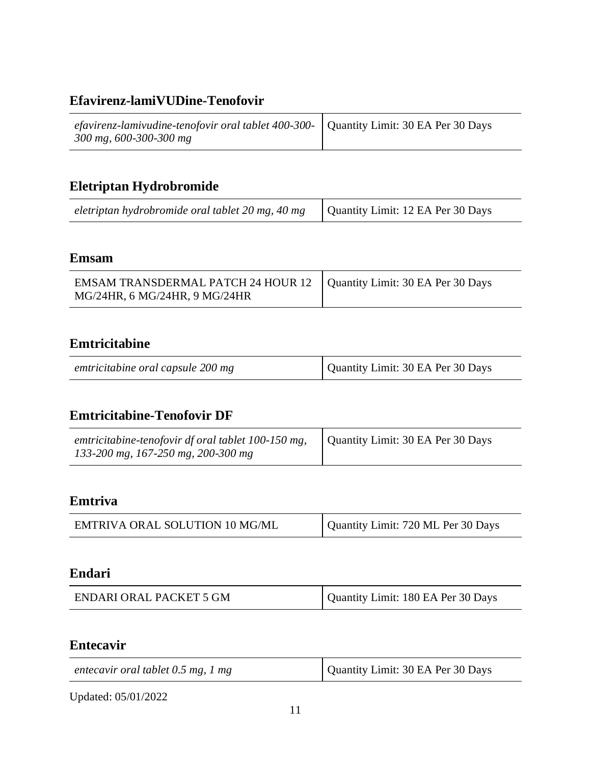## Efavirenz-lamiVUDine-Tenofovir

| | |
|---|---|
| *efavirenz-lamivudine-tenofovir oral tablet 400-300-300 mg, 600-300-300 mg* | Quantity Limit: 30 EA Per 30 Days |

## Eletriptan Hydrobromide

| | |
|---|---|
| *eletriptan hydrobromide oral tablet 20 mg, 40 mg* | Quantity Limit: 12 EA Per 30 Days |

## Emsam

| | |
|---|---|
| EMSAM TRANSDERMAL PATCH 24 HOUR 12 MG/24HR, 6 MG/24HR, 9 MG/24HR | Quantity Limit: 30 EA Per 30 Days |

## Emtricitabine

| | |
|---|---|
| *emtricitabine oral capsule 200 mg* | Quantity Limit: 30 EA Per 30 Days |

## Emtricitabine-Tenofovir DF

| | |
|---|---|
| *emtricitabine-tenofovir df oral tablet 100-150 mg, 133-200 mg, 167-250 mg, 200-300 mg* | Quantity Limit: 30 EA Per 30 Days |

## Emtriva

| | |
|---|---|
| EMTRIVA ORAL SOLUTION 10 MG/ML | Quantity Limit: 720 ML Per 30 Days |

## Endari

| | |
|---|---|
| ENDARI ORAL PACKET 5 GM | Quantity Limit: 180 EA Per 30 Days |

## Entecavir

| | |
|---|---|
| *entecavir oral tablet 0.5 mg, 1 mg* | Quantity Limit: 30 EA Per 30 Days |

Updated: 05/01/2022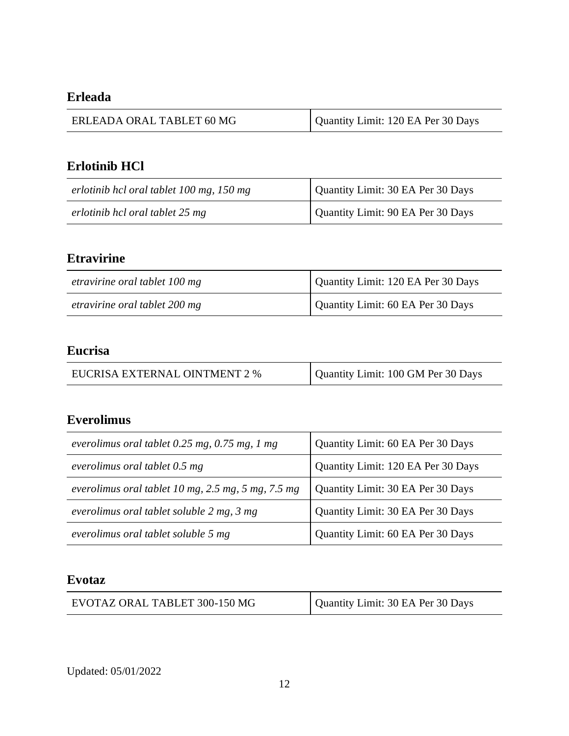## Erleada

| ERLEADA ORAL TABLET 60 MG | Quantity Limit: 120 EA Per 30 Days |
|---|---|

## Erlotinib HCl

| *erlotinib hcl oral tablet 100 mg, 150 mg* | Quantity Limit: 30 EA Per 30 Days |
|---|---|
| *erlotinib hcl oral tablet 25 mg* | Quantity Limit: 90 EA Per 30 Days |

## Etravirine

| *etravirine oral tablet 100 mg* | Quantity Limit: 120 EA Per 30 Days |
|---|---|
| *etravirine oral tablet 200 mg* | Quantity Limit: 60 EA Per 30 Days |

## Eucrisa

| EUCRISA EXTERNAL OINTMENT 2 % | Quantity Limit: 100 GM Per 30 Days |
|---|---|

## Everolimus

| *everolimus oral tablet 0.25 mg, 0.75 mg, 1 mg* | Quantity Limit: 60 EA Per 30 Days |
|---|---|
| *everolimus oral tablet 0.5 mg* | Quantity Limit: 120 EA Per 30 Days |
| *everolimus oral tablet 10 mg, 2.5 mg, 5 mg, 7.5 mg* | Quantity Limit: 30 EA Per 30 Days |
| *everolimus oral tablet soluble 2 mg, 3 mg* | Quantity Limit: 30 EA Per 30 Days |
| *everolimus oral tablet soluble 5 mg* | Quantity Limit: 60 EA Per 30 Days |

## Evotaz

| EVOTAZ ORAL TABLET 300-150 MG | Quantity Limit: 30 EA Per 30 Days |
|---|---|

Updated: 05/01/2022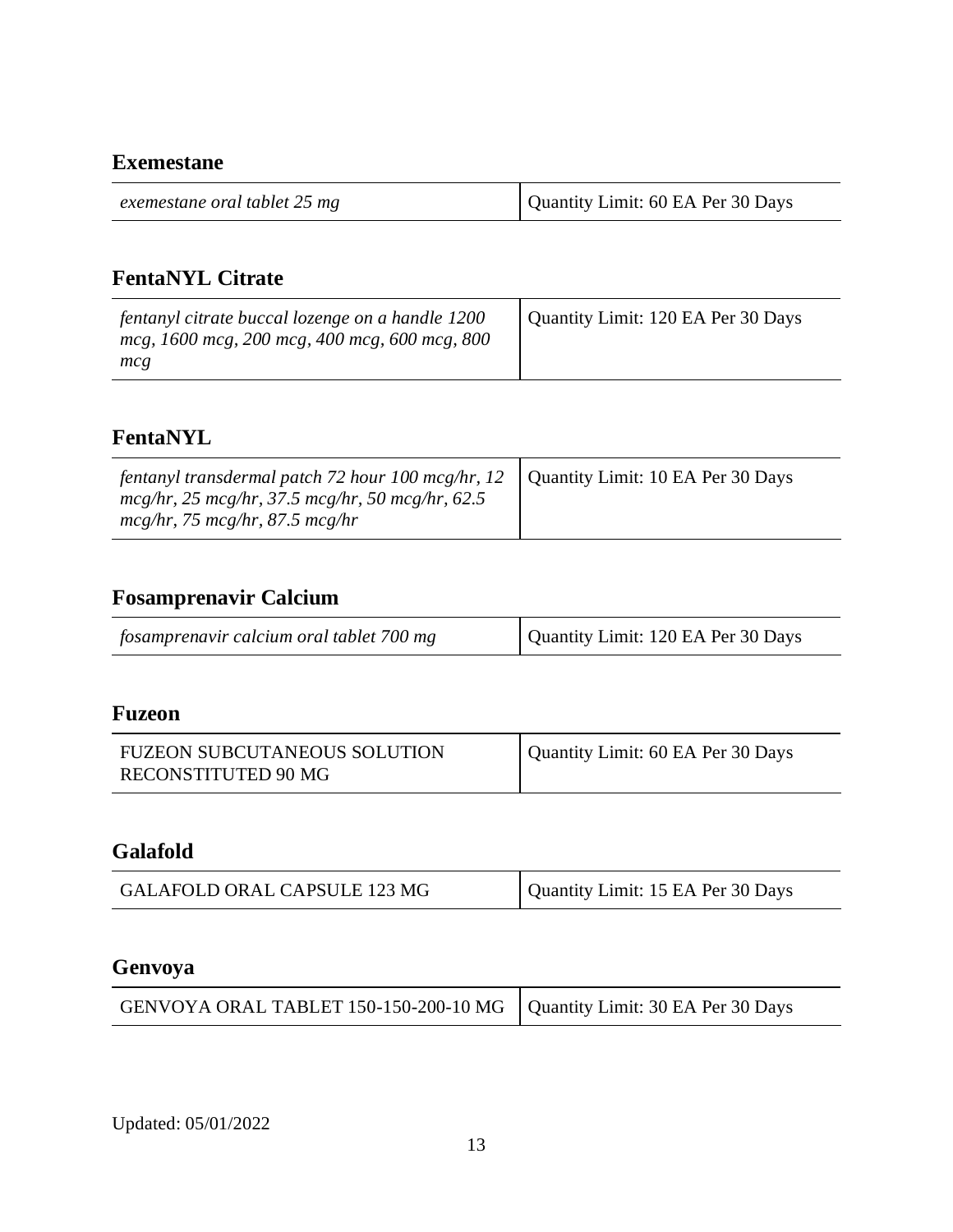## Exemestane

| | |
|---|---|
| *exemestane oral tablet 25 mg* | Quantity Limit: 60 EA Per 30 Days |

## FentaNYL Citrate

| | |
|---|---|
| *fentanyl citrate buccal lozenge on a handle 1200 mcg, 1600 mcg, 200 mcg, 400 mcg, 600 mcg, 800 mcg* | Quantity Limit: 120 EA Per 30 Days |

## FentaNYL

| | |
|---|---|
| *fentanyl transdermal patch 72 hour 100 mcg/hr, 12 mcg/hr, 25 mcg/hr, 37.5 mcg/hr, 50 mcg/hr, 62.5 mcg/hr, 75 mcg/hr, 87.5 mcg/hr* | Quantity Limit: 10 EA Per 30 Days |

## Fosamprenavir Calcium

| | |
|---|---|
| *fosamprenavir calcium oral tablet 700 mg* | Quantity Limit: 120 EA Per 30 Days |

## Fuzeon

| | |
|---|---|
| FUZEON SUBCUTANEOUS SOLUTION RECONSTITUTED 90 MG | Quantity Limit: 60 EA Per 30 Days |

## Galafold

| | |
|---|---|
| GALAFOLD ORAL CAPSULE 123 MG | Quantity Limit: 15 EA Per 30 Days |

## Genvoya

| | |
|---|---|
| GENVOYA ORAL TABLET 150-150-200-10 MG | Quantity Limit: 30 EA Per 30 Days |

Updated: 05/01/2022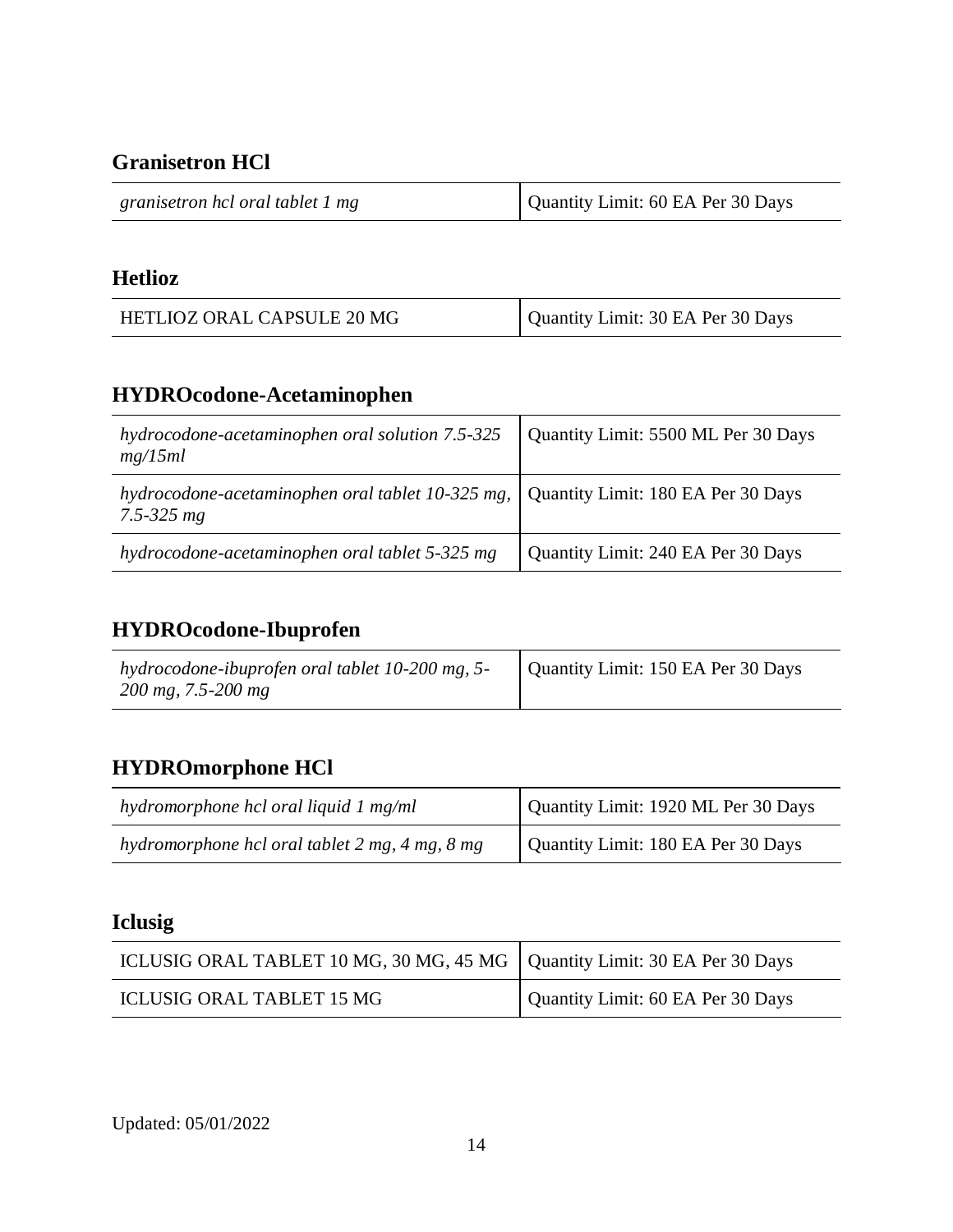## Granisetron HCl

| | |
|---|---|
| *granisetron hcl oral tablet 1 mg* | Quantity Limit: 60 EA Per 30 Days |

## Hetlioz

| | |
|---|---|
| HETLIOZ ORAL CAPSULE 20 MG | Quantity Limit: 30 EA Per 30 Days |

## HYDROcodone-Acetaminophen

| | |
|---|---|
| *hydrocodone-acetaminophen oral solution 7.5-325 mg/15ml* | Quantity Limit: 5500 ML Per 30 Days |
| *hydrocodone-acetaminophen oral tablet 10-325 mg, 7.5-325 mg* | Quantity Limit: 180 EA Per 30 Days |
| *hydrocodone-acetaminophen oral tablet 5-325 mg* | Quantity Limit: 240 EA Per 30 Days |

## HYDROcodone-Ibuprofen

| | |
|---|---|
| *hydrocodone-ibuprofen oral tablet 10-200 mg, 5-200 mg, 7.5-200 mg* | Quantity Limit: 150 EA Per 30 Days |

## HYDROmorphone HCl

| | |
|---|---|
| *hydromorphone hcl oral liquid 1 mg/ml* | Quantity Limit: 1920 ML Per 30 Days |
| *hydromorphone hcl oral tablet 2 mg, 4 mg, 8 mg* | Quantity Limit: 180 EA Per 30 Days |

## Iclusig

| | |
|---|---|
| ICLUSIG ORAL TABLET 10 MG, 30 MG, 45 MG | Quantity Limit: 30 EA Per 30 Days |
| ICLUSIG ORAL TABLET 15 MG | Quantity Limit: 60 EA Per 30 Days |

Updated: 05/01/2022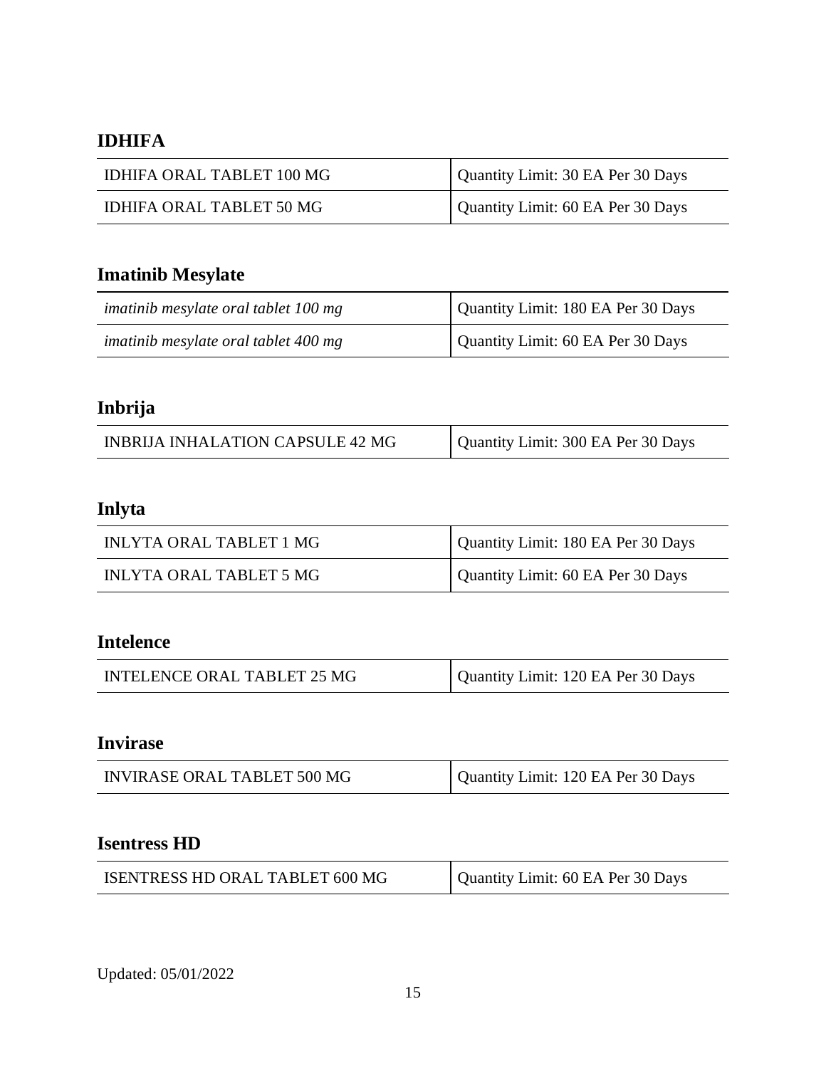## IDHIFA

| | |
|---|---|
| IDHIFA ORAL TABLET 100 MG | Quantity Limit: 30 EA Per 30 Days |
| IDHIFA ORAL TABLET 50 MG | Quantity Limit: 60 EA Per 30 Days |

## Imatinib Mesylate

| | |
|---|---|
| *imatinib mesylate oral tablet 100 mg* | Quantity Limit: 180 EA Per 30 Days |
| *imatinib mesylate oral tablet 400 mg* | Quantity Limit: 60 EA Per 30 Days |

## Inbrija

| | |
|---|---|
| INBRIJA INHALATION CAPSULE 42 MG | Quantity Limit: 300 EA Per 30 Days |

## Inlyta

| | |
|---|---|
| INLYTA ORAL TABLET 1 MG | Quantity Limit: 180 EA Per 30 Days |
| INLYTA ORAL TABLET 5 MG | Quantity Limit: 60 EA Per 30 Days |

## Intelence

| | |
|---|---|
| INTELENCE ORAL TABLET 25 MG | Quantity Limit: 120 EA Per 30 Days |

## Invirase

| | |
|---|---|
| INVIRASE ORAL TABLET 500 MG | Quantity Limit: 120 EA Per 30 Days |

## Isentress HD

| | |
|---|---|
| ISENTRESS HD ORAL TABLET 600 MG | Quantity Limit: 60 EA Per 30 Days |

Updated: 05/01/2022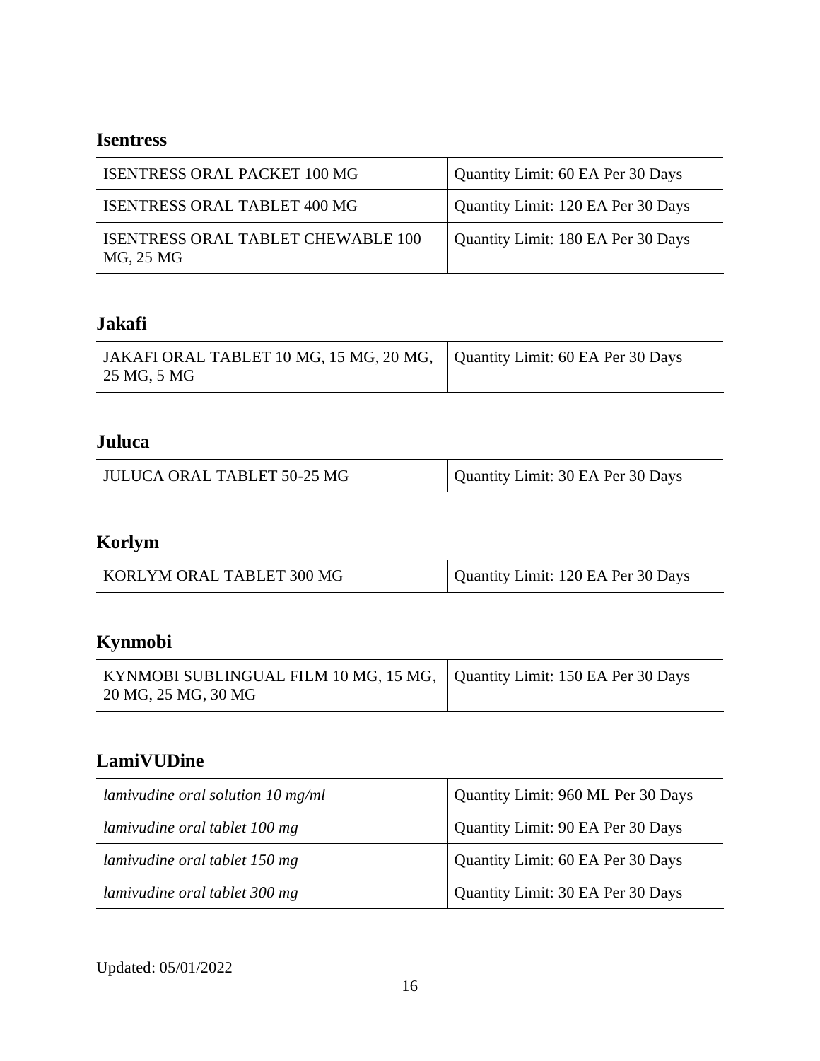## Isentress

| | |
|---|---|
| ISENTRESS ORAL PACKET 100 MG | Quantity Limit: 60 EA Per 30 Days |
| ISENTRESS ORAL TABLET 400 MG | Quantity Limit: 120 EA Per 30 Days |
| ISENTRESS ORAL TABLET CHEWABLE 100 MG, 25 MG | Quantity Limit: 180 EA Per 30 Days |

## Jakafi

| | |
|---|---|
| JAKAFI ORAL TABLET 10 MG, 15 MG, 20 MG, 25 MG, 5 MG | Quantity Limit: 60 EA Per 30 Days |

## Juluca

| | |
|---|---|
| JULUCA ORAL TABLET 50-25 MG | Quantity Limit: 30 EA Per 30 Days |

## Korlym

| | |
|---|---|
| KORLYM ORAL TABLET 300 MG | Quantity Limit: 120 EA Per 30 Days |

## Kynmobi

| | |
|---|---|
| KYNMOBI SUBLINGUAL FILM 10 MG, 15 MG, 20 MG, 25 MG, 30 MG | Quantity Limit: 150 EA Per 30 Days |

## LamiVUDine

| | |
|---|---|
| *lamivudine oral solution 10 mg/ml* | Quantity Limit: 960 ML Per 30 Days |
| *lamivudine oral tablet 100 mg* | Quantity Limit: 90 EA Per 30 Days |
| *lamivudine oral tablet 150 mg* | Quantity Limit: 60 EA Per 30 Days |
| *lamivudine oral tablet 300 mg* | Quantity Limit: 30 EA Per 30 Days |

Updated: 05/01/2022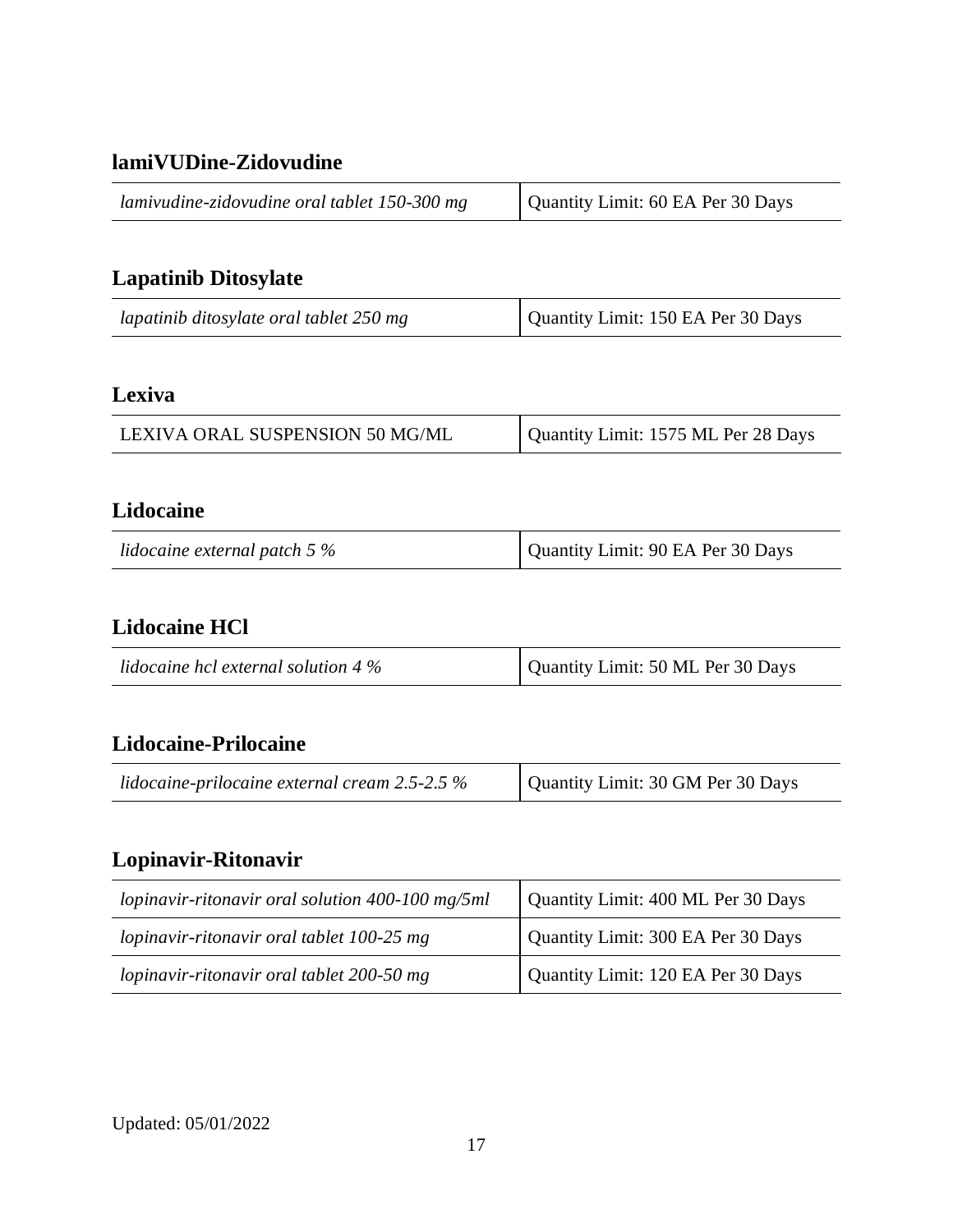## lamiVUDine-Zidovudine

| | |
|---|---|
| *lamivudine-zidovudine oral tablet 150-300 mg* | Quantity Limit: 60 EA Per 30 Days |

## Lapatinib Ditosylate

| | |
|---|---|
| *lapatinib ditosylate oral tablet 250 mg* | Quantity Limit: 150 EA Per 30 Days |

## Lexiva

| | |
|---|---|
| LEXIVA ORAL SUSPENSION 50 MG/ML | Quantity Limit: 1575 ML Per 28 Days |

## Lidocaine

| | |
|---|---|
| *lidocaine external patch 5 %* | Quantity Limit: 90 EA Per 30 Days |

## Lidocaine HCl

| | |
|---|---|
| *lidocaine hcl external solution 4 %* | Quantity Limit: 50 ML Per 30 Days |

## Lidocaine-Prilocaine

| | |
|---|---|
| *lidocaine-prilocaine external cream 2.5-2.5 %* | Quantity Limit: 30 GM Per 30 Days |

## Lopinavir-Ritonavir

| | |
|---|---|
| *lopinavir-ritonavir oral solution 400-100 mg/5ml* | Quantity Limit: 400 ML Per 30 Days |
| *lopinavir-ritonavir oral tablet 100-25 mg* | Quantity Limit: 300 EA Per 30 Days |
| *lopinavir-ritonavir oral tablet 200-50 mg* | Quantity Limit: 120 EA Per 30 Days |

Updated: 05/01/2022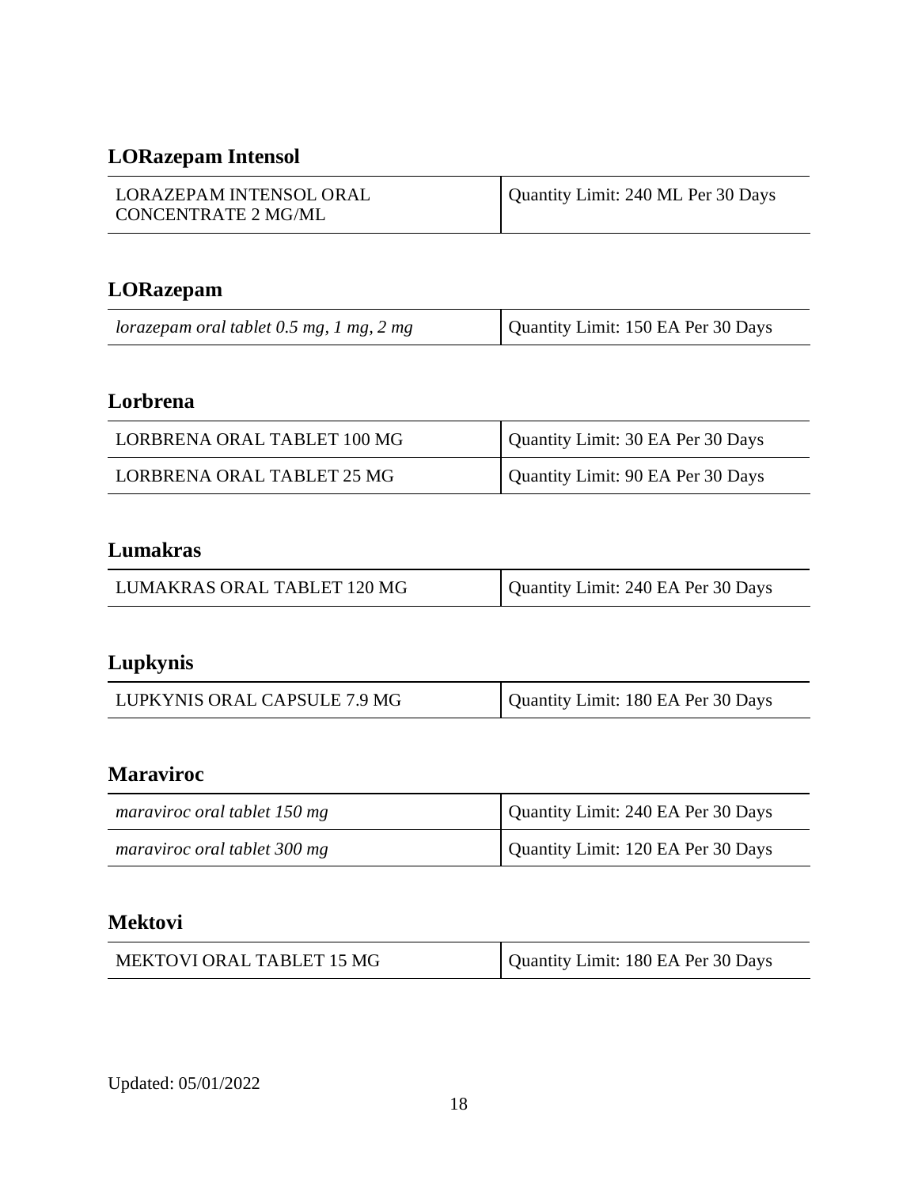## LORazepam Intensol

| | |
|---|---|
| LORAZEPAM INTENSOL ORAL CONCENTRATE 2 MG/ML | Quantity Limit: 240 ML Per 30 Days |

## LORazepam

| | |
|---|---|
| *lorazepam oral tablet 0.5 mg, 1 mg, 2 mg* | Quantity Limit: 150 EA Per 30 Days |

## Lorbrena

| | |
|---|---|
| LORBRENA ORAL TABLET 100 MG | Quantity Limit: 30 EA Per 30 Days |
| LORBRENA ORAL TABLET 25 MG | Quantity Limit: 90 EA Per 30 Days |

## Lumakras

| | |
|---|---|
| LUMAKRAS ORAL TABLET 120 MG | Quantity Limit: 240 EA Per 30 Days |

## Lupkynis

| | |
|---|---|
| LUPKYNIS ORAL CAPSULE 7.9 MG | Quantity Limit: 180 EA Per 30 Days |

## Maraviroc

| | |
|---|---|
| *maraviroc oral tablet 150 mg* | Quantity Limit: 240 EA Per 30 Days |
| *maraviroc oral tablet 300 mg* | Quantity Limit: 120 EA Per 30 Days |

## Mektovi

| | |
|---|---|
| MEKTOVI ORAL TABLET 15 MG | Quantity Limit: 180 EA Per 30 Days |

Updated: 05/01/2022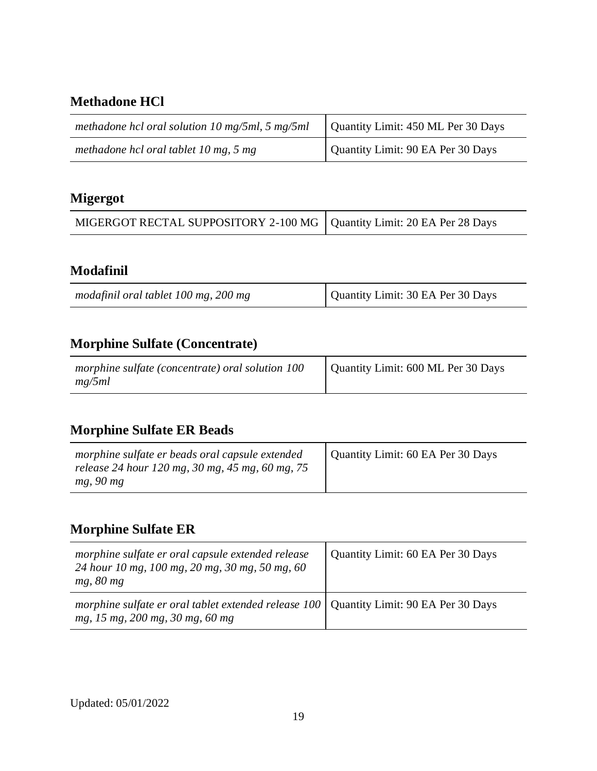## Methadone HCl

| | |
|---|---|
| *methadone hcl oral solution 10 mg/5ml, 5 mg/5ml* | Quantity Limit: 450 ML Per 30 Days |
| *methadone hcl oral tablet 10 mg, 5 mg* | Quantity Limit: 90 EA Per 30 Days |

## Migergot

| | |
|---|---|
| MIGERGOT RECTAL SUPPOSITORY 2-100 MG | Quantity Limit: 20 EA Per 28 Days |

## Modafinil

| | |
|---|---|
| *modafinil oral tablet 100 mg, 200 mg* | Quantity Limit: 30 EA Per 30 Days |

## Morphine Sulfate (Concentrate)

| | |
|---|---|
| *morphine sulfate (concentrate) oral solution 100 mg/5ml* | Quantity Limit: 600 ML Per 30 Days |

## Morphine Sulfate ER Beads

| | |
|---|---|
| *morphine sulfate er beads oral capsule extended release 24 hour 120 mg, 30 mg, 45 mg, 60 mg, 75 mg, 90 mg* | Quantity Limit: 60 EA Per 30 Days |

## Morphine Sulfate ER

| | |
|---|---|
| *morphine sulfate er oral capsule extended release 24 hour 10 mg, 100 mg, 20 mg, 30 mg, 50 mg, 60 mg, 80 mg* | Quantity Limit: 60 EA Per 30 Days |
| *morphine sulfate er oral tablet extended release 100 mg, 15 mg, 200 mg, 30 mg, 60 mg* | Quantity Limit: 90 EA Per 30 Days |

Updated: 05/01/2022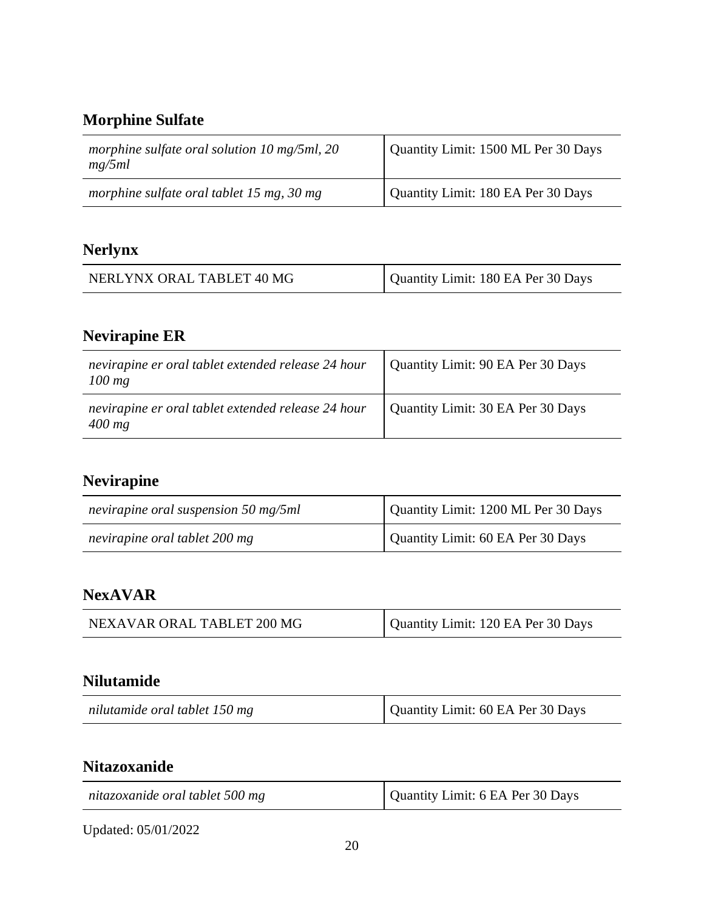## Morphine Sulfate

| | |
|---|---|
| *morphine sulfate oral solution 10 mg/5ml, 20 mg/5ml* | Quantity Limit: 1500 ML Per 30 Days |
| *morphine sulfate oral tablet 15 mg, 30 mg* | Quantity Limit: 180 EA Per 30 Days |

## Nerlynx

| | |
|---|---|
| NERLYNX ORAL TABLET 40 MG | Quantity Limit: 180 EA Per 30 Days |

## Nevirapine ER

| | |
|---|---|
| *nevirapine er oral tablet extended release 24 hour 100 mg* | Quantity Limit: 90 EA Per 30 Days |
| *nevirapine er oral tablet extended release 24 hour 400 mg* | Quantity Limit: 30 EA Per 30 Days |

## Nevirapine

| | |
|---|---|
| *nevirapine oral suspension 50 mg/5ml* | Quantity Limit: 1200 ML Per 30 Days |
| *nevirapine oral tablet 200 mg* | Quantity Limit: 60 EA Per 30 Days |

## NexAVAR

| | |
|---|---|
| NEXAVAR ORAL TABLET 200 MG | Quantity Limit: 120 EA Per 30 Days |

## Nilutamide

| | |
|---|---|
| *nilutamide oral tablet 150 mg* | Quantity Limit: 60 EA Per 30 Days |

## Nitazoxanide

| | |
|---|---|
| *nitazoxanide oral tablet 500 mg* | Quantity Limit: 6 EA Per 30 Days |

Updated: 05/01/2022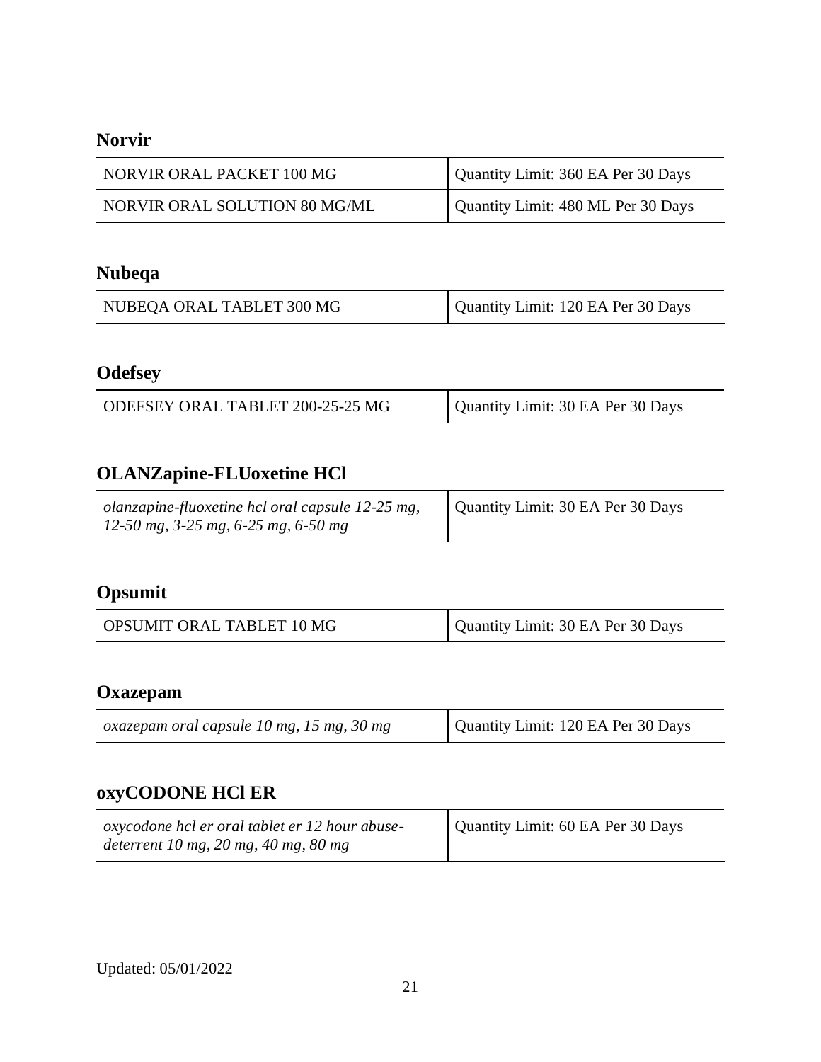## Norvir

| NORVIR ORAL PACKET 100 MG | Quantity Limit: 360 EA Per 30 Days |
|---|---|
| NORVIR ORAL SOLUTION 80 MG/ML | Quantity Limit: 480 ML Per 30 Days |

## Nubeqa

| NUBEQA ORAL TABLET 300 MG | Quantity Limit: 120 EA Per 30 Days |
|---|---|

## Odefsey

| ODEFSEY ORAL TABLET 200-25-25 MG | Quantity Limit: 30 EA Per 30 Days |
|---|---|

## OLANZapine-FLUoxetine HCl

| *olanzapine-fluoxetine hcl oral capsule 12-25 mg, 12-50 mg, 3-25 mg, 6-25 mg, 6-50 mg* | Quantity Limit: 30 EA Per 30 Days |
|---|---|

## Opsumit

| OPSUMIT ORAL TABLET 10 MG | Quantity Limit: 30 EA Per 30 Days |
|---|---|

## Oxazepam

| *oxazepam oral capsule 10 mg, 15 mg, 30 mg* | Quantity Limit: 120 EA Per 30 Days |
|---|---|

## oxyCODONE HCl ER

| *oxycodone hcl er oral tablet er 12 hour abuse-deterrent 10 mg, 20 mg, 40 mg, 80 mg* | Quantity Limit: 60 EA Per 30 Days |
|---|---|

Updated: 05/01/2022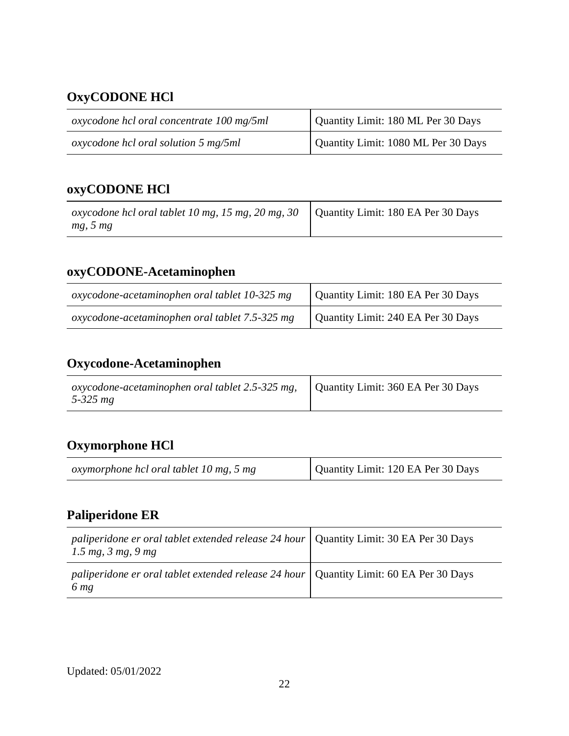## OxyCODONE HCl

| | |
|---|---|
| *oxycodone hcl oral concentrate 100 mg/5ml* | Quantity Limit: 180 ML Per 30 Days |
| *oxycodone hcl oral solution 5 mg/5ml* | Quantity Limit: 1080 ML Per 30 Days |

## oxyCODONE HCl

| | |
|---|---|
| *oxycodone hcl oral tablet 10 mg, 15 mg, 20 mg, 30 mg, 5 mg* | Quantity Limit: 180 EA Per 30 Days |

## oxyCODONE-Acetaminophen

| | |
|---|---|
| *oxycodone-acetaminophen oral tablet 10-325 mg* | Quantity Limit: 180 EA Per 30 Days |
| *oxycodone-acetaminophen oral tablet 7.5-325 mg* | Quantity Limit: 240 EA Per 30 Days |

## Oxycodone-Acetaminophen

| | |
|---|---|
| *oxycodone-acetaminophen oral tablet 2.5-325 mg, 5-325 mg* | Quantity Limit: 360 EA Per 30 Days |

## Oxymorphone HCl

| | |
|---|---|
| *oxymorphone hcl oral tablet 10 mg, 5 mg* | Quantity Limit: 120 EA Per 30 Days |

## Paliperidone ER

| | |
|---|---|
| *paliperidone er oral tablet extended release 24 hour 1.5 mg, 3 mg, 9 mg* | Quantity Limit: 30 EA Per 30 Days |
| *paliperidone er oral tablet extended release 24 hour 6 mg* | Quantity Limit: 60 EA Per 30 Days |

Updated: 05/01/2022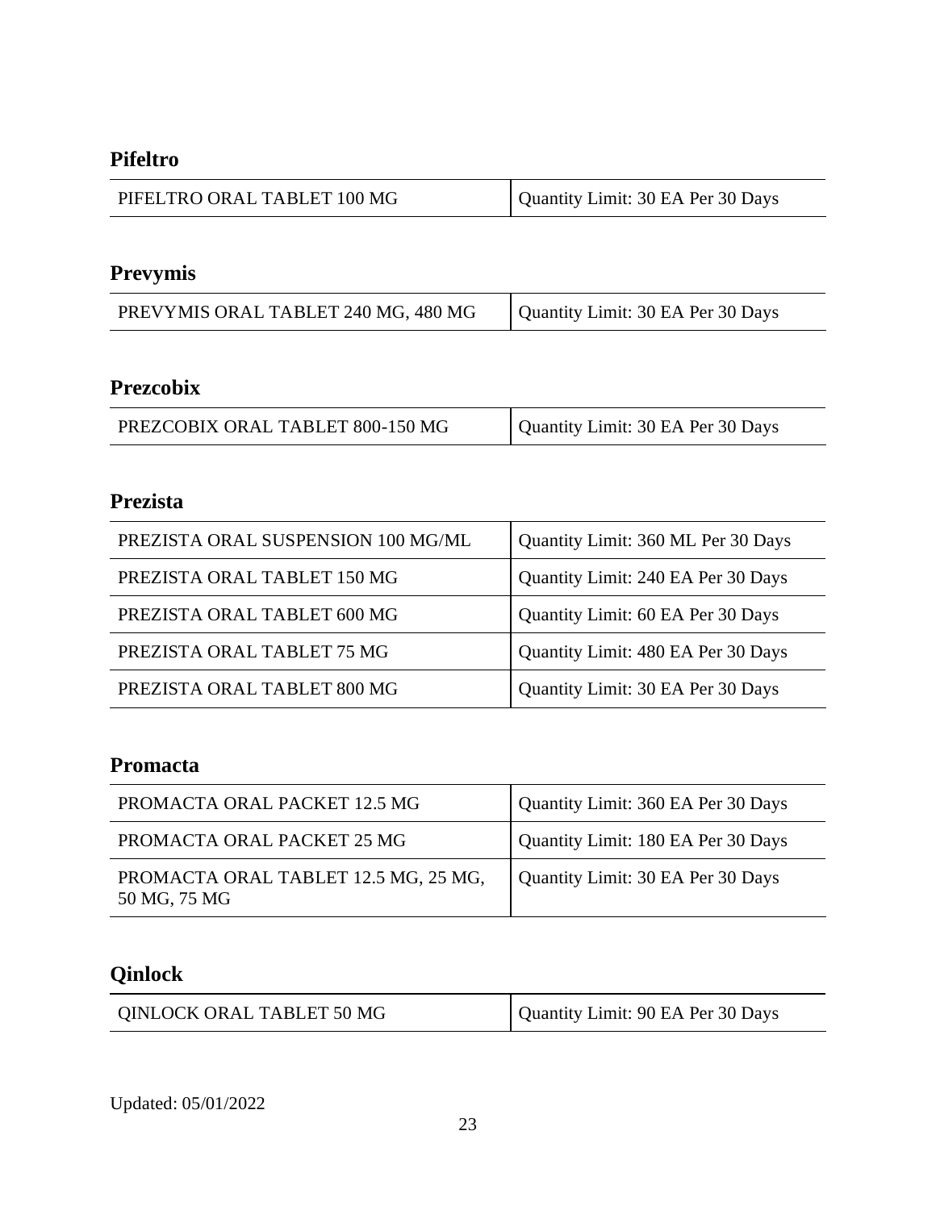## Pifeltro

| PIFELTRO ORAL TABLET 100 MG | Quantity Limit: 30 EA Per 30 Days |
|---|---|

## Prevymis

| PREVYMIS ORAL TABLET 240 MG, 480 MG | Quantity Limit: 30 EA Per 30 Days |
|---|---|

## Prezcobix

| PREZCOBIX ORAL TABLET 800-150 MG | Quantity Limit: 30 EA Per 30 Days |
|---|---|

## Prezista

| PREZISTA ORAL SUSPENSION 100 MG/ML | Quantity Limit: 360 ML Per 30 Days |
|---|---|
| PREZISTA ORAL TABLET 150 MG | Quantity Limit: 240 EA Per 30 Days |
| PREZISTA ORAL TABLET 600 MG | Quantity Limit: 60 EA Per 30 Days |
| PREZISTA ORAL TABLET 75 MG | Quantity Limit: 480 EA Per 30 Days |
| PREZISTA ORAL TABLET 800 MG | Quantity Limit: 30 EA Per 30 Days |

## Promacta

| PROMACTA ORAL PACKET 12.5 MG | Quantity Limit: 360 EA Per 30 Days |
|---|---|
| PROMACTA ORAL PACKET 25 MG | Quantity Limit: 180 EA Per 30 Days |
| PROMACTA ORAL TABLET 12.5 MG, 25 MG, 50 MG, 75 MG | Quantity Limit: 30 EA Per 30 Days |

## Qinlock

| QINLOCK ORAL TABLET 50 MG | Quantity Limit: 90 EA Per 30 Days |
|---|---|

Updated: 05/01/2022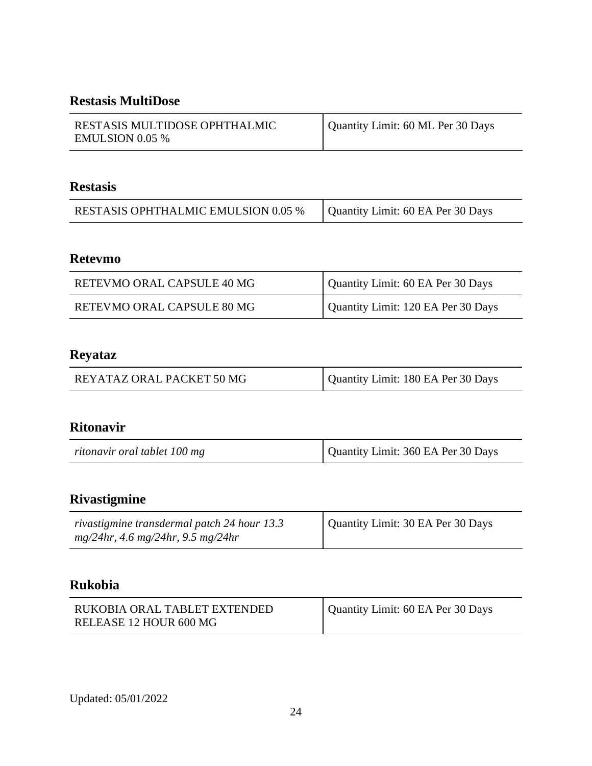## Restasis MultiDose

| | |
|---|---|
| RESTASIS MULTIDOSE OPHTHALMIC EMULSION 0.05 % | Quantity Limit: 60 ML Per 30 Days |

## Restasis

| | |
|---|---|
| RESTASIS OPHTHALMIC EMULSION 0.05 % | Quantity Limit: 60 EA Per 30 Days |

## Retevmo

| | |
|---|---|
| RETEVMO ORAL CAPSULE 40 MG | Quantity Limit: 60 EA Per 30 Days |
| RETEVMO ORAL CAPSULE 80 MG | Quantity Limit: 120 EA Per 30 Days |

## Reyataz

| | |
|---|---|
| REYATAZ ORAL PACKET 50 MG | Quantity Limit: 180 EA Per 30 Days |

## Ritonavir

| | |
|---|---|
| *ritonavir oral tablet 100 mg* | Quantity Limit: 360 EA Per 30 Days |

## Rivastigmine

| | |
|---|---|
| *rivastigmine transdermal patch 24 hour 13.3 mg/24hr, 4.6 mg/24hr, 9.5 mg/24hr* | Quantity Limit: 30 EA Per 30 Days |

## Rukobia

| | |
|---|---|
| RUKOBIA ORAL TABLET EXTENDED RELEASE 12 HOUR 600 MG | Quantity Limit: 60 EA Per 30 Days |

Updated: 05/01/2022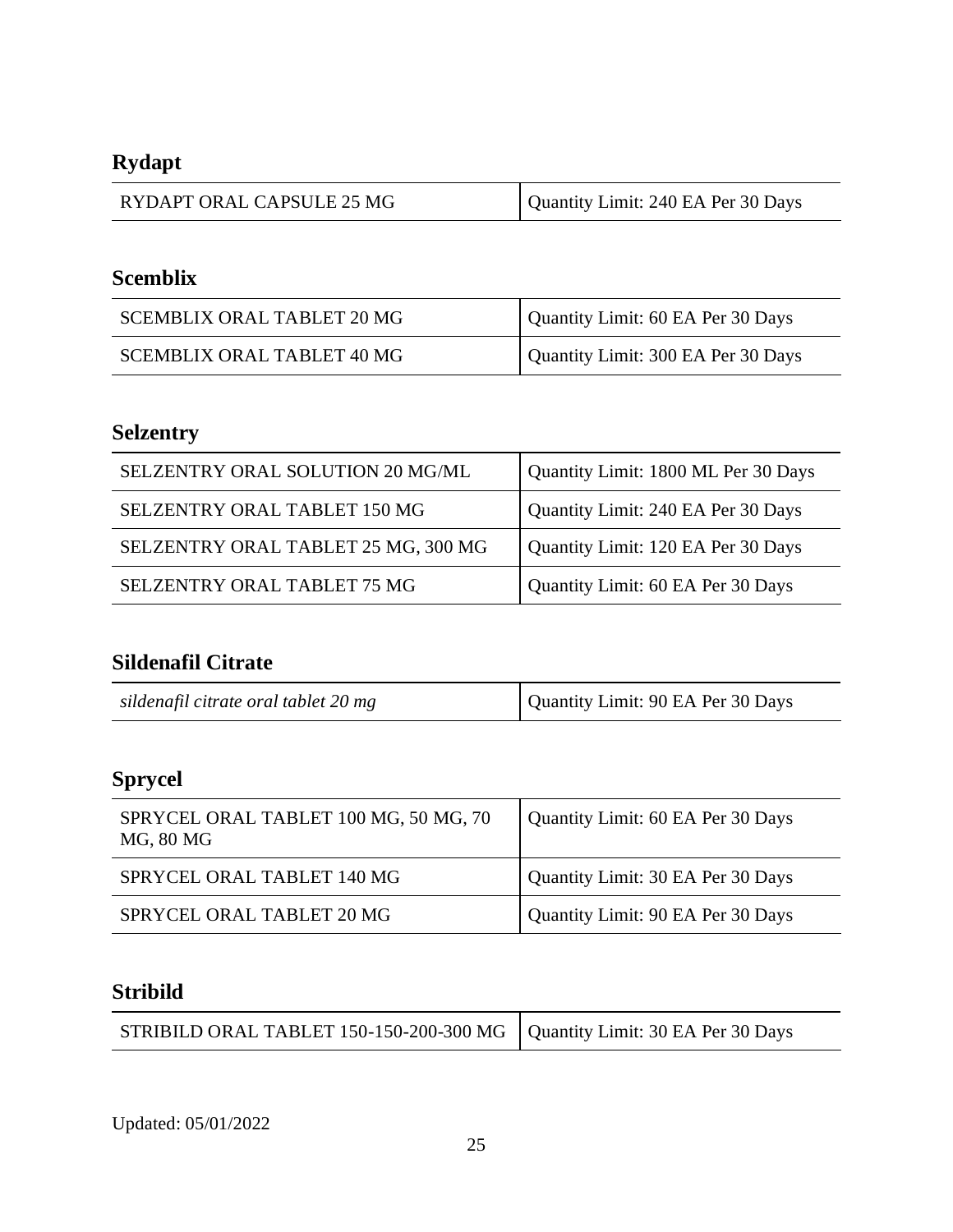## Rydapt

| RYDAPT ORAL CAPSULE 25 MG | Quantity Limit: 240 EA Per 30 Days |
|---|---|

## Scemblix

| SCEMBLIX ORAL TABLET 20 MG | Quantity Limit: 60 EA Per 30 Days |
|---|---|
| SCEMBLIX ORAL TABLET 40 MG | Quantity Limit: 300 EA Per 30 Days |

## Selzentry

| SELZENTRY ORAL SOLUTION 20 MG/ML | Quantity Limit: 1800 ML Per 30 Days |
|---|---|
| SELZENTRY ORAL TABLET 150 MG | Quantity Limit: 240 EA Per 30 Days |
| SELZENTRY ORAL TABLET 25 MG, 300 MG | Quantity Limit: 120 EA Per 30 Days |
| SELZENTRY ORAL TABLET 75 MG | Quantity Limit: 60 EA Per 30 Days |

## Sildenafil Citrate

| *sildenafil citrate oral tablet 20 mg* | Quantity Limit: 90 EA Per 30 Days |
|---|---|

## Sprycel

| SPRYCEL ORAL TABLET 100 MG, 50 MG, 70 MG, 80 MG | Quantity Limit: 60 EA Per 30 Days |
|---|---|
| SPRYCEL ORAL TABLET 140 MG | Quantity Limit: 30 EA Per 30 Days |
| SPRYCEL ORAL TABLET 20 MG | Quantity Limit: 90 EA Per 30 Days |

## Stribild

| STRIBILD ORAL TABLET 150-150-200-300 MG | Quantity Limit: 30 EA Per 30 Days |
|---|---|

Updated: 05/01/2022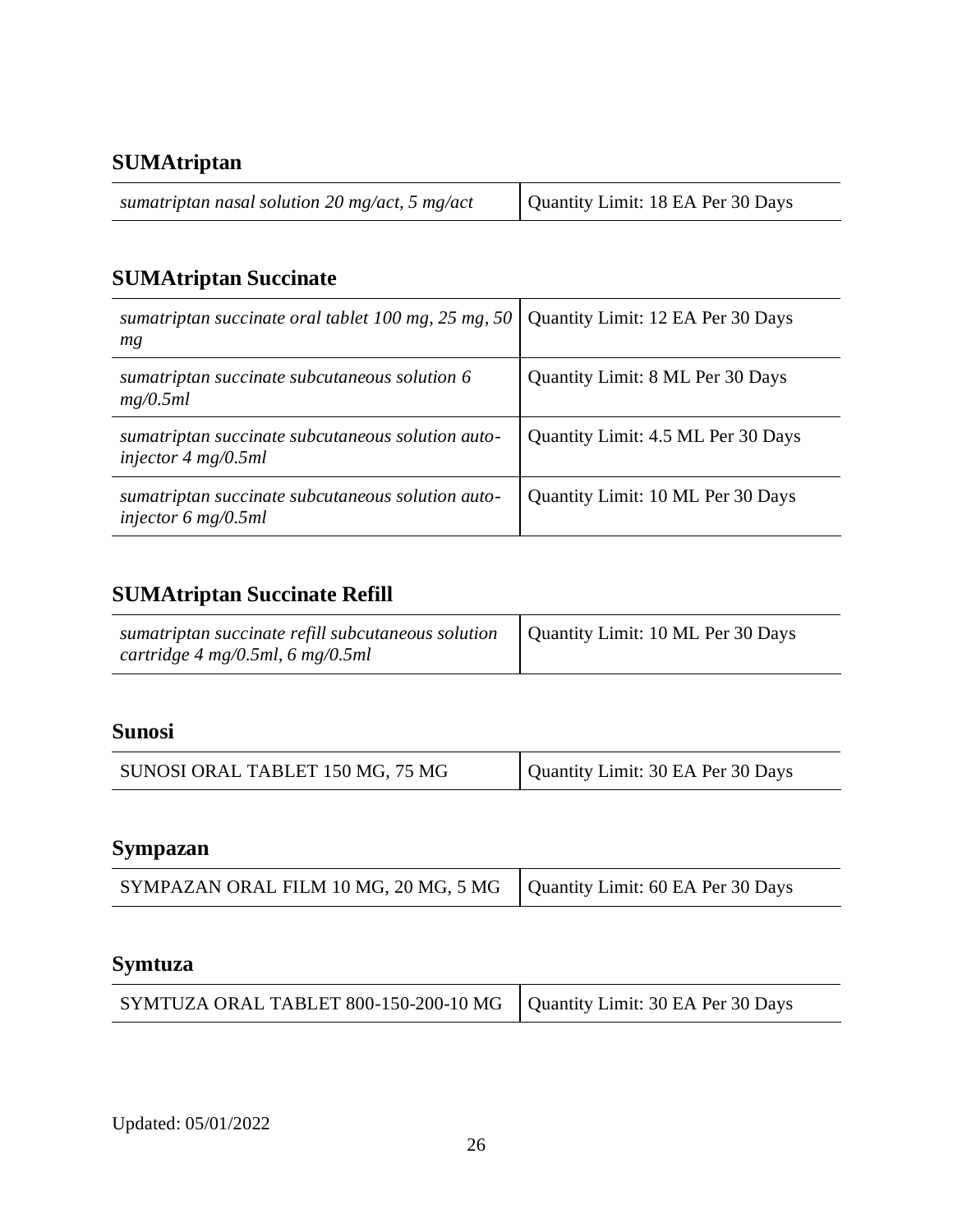## SUMAtriptan

| | |
|---|---|
| *sumatriptan nasal solution 20 mg/act, 5 mg/act* | Quantity Limit: 18 EA Per 30 Days |

## SUMAtriptan Succinate

| | |
|---|---|
| *sumatriptan succinate oral tablet 100 mg, 25 mg, 50 mg* | Quantity Limit: 12 EA Per 30 Days |
| *sumatriptan succinate subcutaneous solution 6 mg/0.5ml* | Quantity Limit: 8 ML Per 30 Days |
| *sumatriptan succinate subcutaneous solution auto-injector 4 mg/0.5ml* | Quantity Limit: 4.5 ML Per 30 Days |
| *sumatriptan succinate subcutaneous solution auto-injector 6 mg/0.5ml* | Quantity Limit: 10 ML Per 30 Days |

## SUMAtriptan Succinate Refill

| | |
|---|---|
| *sumatriptan succinate refill subcutaneous solution cartridge 4 mg/0.5ml, 6 mg/0.5ml* | Quantity Limit: 10 ML Per 30 Days |

## Sunosi

| | |
|---|---|
| SUNOSI ORAL TABLET 150 MG, 75 MG | Quantity Limit: 30 EA Per 30 Days |

## Sympazan

| | |
|---|---|
| SYMPAZAN ORAL FILM 10 MG, 20 MG, 5 MG | Quantity Limit: 60 EA Per 30 Days |

## Symtuza

| | |
|---|---|
| SYMTUZA ORAL TABLET 800-150-200-10 MG | Quantity Limit: 30 EA Per 30 Days |

Updated: 05/01/2022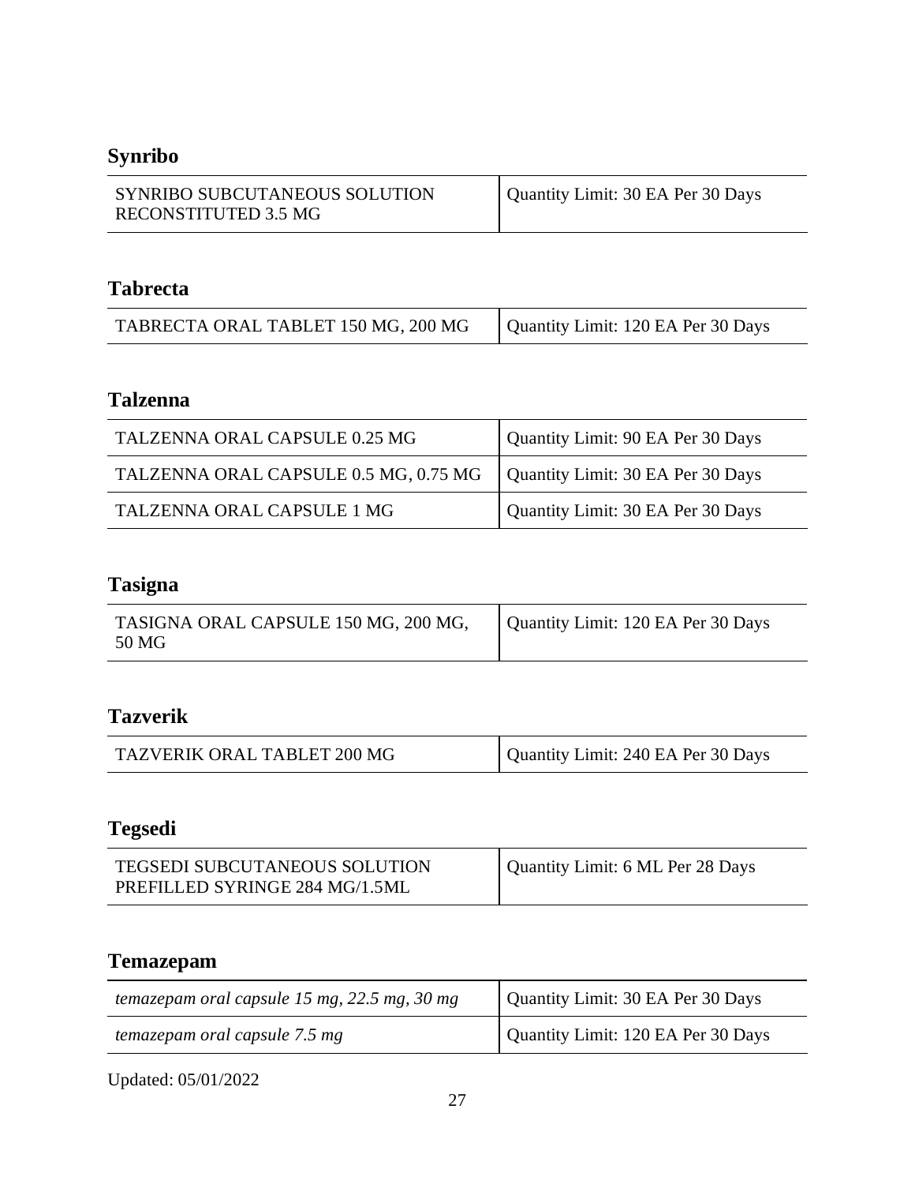## Synribo

| | |
|---|---|
| SYNRIBO SUBCUTANEOUS SOLUTION RECONSTITUTED 3.5 MG | Quantity Limit: 30 EA Per 30 Days |

## Tabrecta

| | |
|---|---|
| TABRECTA ORAL TABLET 150 MG, 200 MG | Quantity Limit: 120 EA Per 30 Days |

## Talzenna

| | |
|---|---|
| TALZENNA ORAL CAPSULE 0.25 MG | Quantity Limit: 90 EA Per 30 Days |
| TALZENNA ORAL CAPSULE 0.5 MG, 0.75 MG | Quantity Limit: 30 EA Per 30 Days |
| TALZENNA ORAL CAPSULE 1 MG | Quantity Limit: 30 EA Per 30 Days |

## Tasigna

| | |
|---|---|
| TASIGNA ORAL CAPSULE 150 MG, 200 MG, 50 MG | Quantity Limit: 120 EA Per 30 Days |

## Tazverik

| | |
|---|---|
| TAZVERIK ORAL TABLET 200 MG | Quantity Limit: 240 EA Per 30 Days |

## Tegsedi

| | |
|---|---|
| TEGSEDI SUBCUTANEOUS SOLUTION PREFILLED SYRINGE 284 MG/1.5ML | Quantity Limit: 6 ML Per 28 Days |

## Temazepam

| | |
|---|---|
| *temazepam oral capsule 15 mg, 22.5 mg, 30 mg* | Quantity Limit: 30 EA Per 30 Days |
| *temazepam oral capsule 7.5 mg* | Quantity Limit: 120 EA Per 30 Days |

Updated: 05/01/2022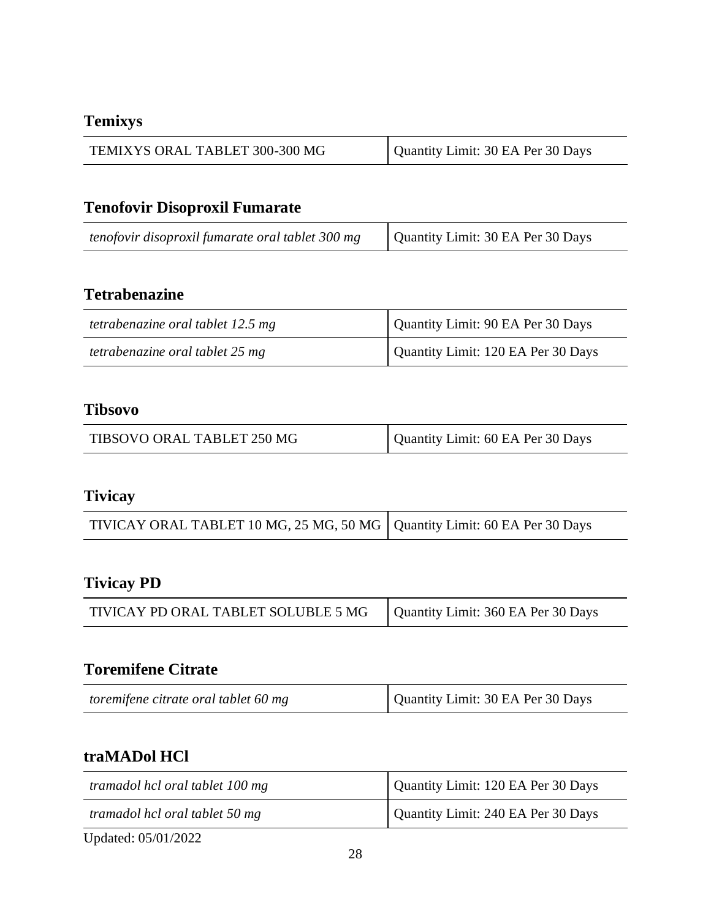## Temixys

| TEMIXYS ORAL TABLET 300-300 MG | Quantity Limit: 30 EA Per 30 Days |
|---|---|

## Tenofovir Disoproxil Fumarate

| *tenofovir disoproxil fumarate oral tablet 300 mg* | Quantity Limit: 30 EA Per 30 Days |
|---|---|

## Tetrabenazine

| *tetrabenazine oral tablet 12.5 mg* | Quantity Limit: 90 EA Per 30 Days |
|---|---|
| *tetrabenazine oral tablet 25 mg* | Quantity Limit: 120 EA Per 30 Days |

## Tibsovo

| TIBSOVO ORAL TABLET 250 MG | Quantity Limit: 60 EA Per 30 Days |
|---|---|

## Tivicay

| TIVICAY ORAL TABLET 10 MG, 25 MG, 50 MG | Quantity Limit: 60 EA Per 30 Days |
|---|---|

## Tivicay PD

| TIVICAY PD ORAL TABLET SOLUBLE 5 MG | Quantity Limit: 360 EA Per 30 Days |
|---|---|

## Toremifene Citrate

| *toremifene citrate oral tablet 60 mg* | Quantity Limit: 30 EA Per 30 Days |
|---|---|

## traMADol HCl

| *tramadol hcl oral tablet 100 mg* | Quantity Limit: 120 EA Per 30 Days |
|---|---|
| *tramadol hcl oral tablet 50 mg* | Quantity Limit: 240 EA Per 30 Days |

Updated: 05/01/2022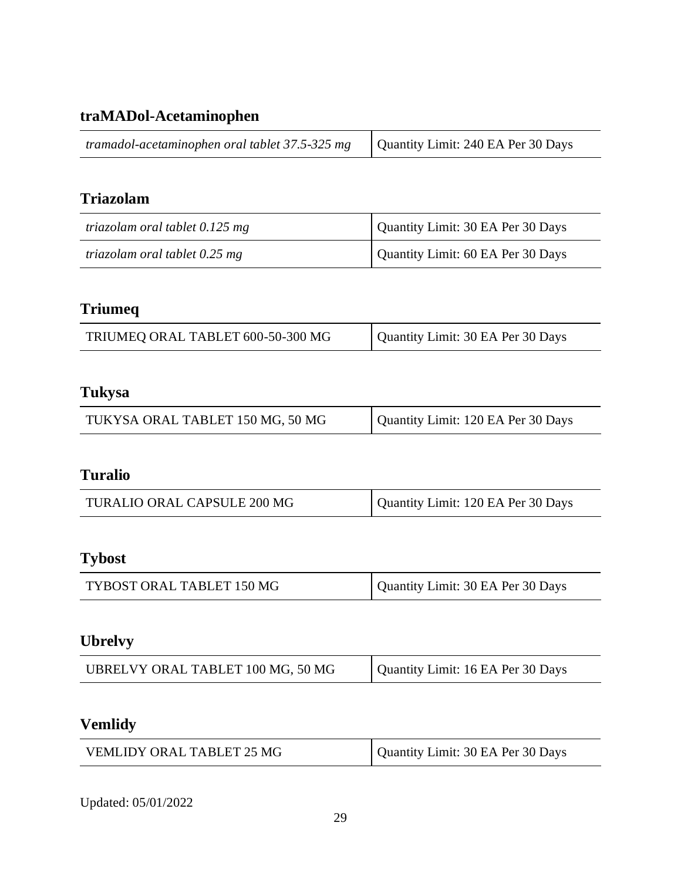## traMADol-Acetaminophen

| | |
|---|---|
| *tramadol-acetaminophen oral tablet 37.5-325 mg* | Quantity Limit: 240 EA Per 30 Days |

## Triazolam

| | |
|---|---|
| *triazolam oral tablet 0.125 mg* | Quantity Limit: 30 EA Per 30 Days |
| *triazolam oral tablet 0.25 mg* | Quantity Limit: 60 EA Per 30 Days |

## Triumeq

| | |
|---|---|
| TRIUMEQ ORAL TABLET 600-50-300 MG | Quantity Limit: 30 EA Per 30 Days |

## Tukysa

| | |
|---|---|
| TUKYSA ORAL TABLET 150 MG, 50 MG | Quantity Limit: 120 EA Per 30 Days |

## Turalio

| | |
|---|---|
| TURALIO ORAL CAPSULE 200 MG | Quantity Limit: 120 EA Per 30 Days |

## Tybost

| | |
|---|---|
| TYBOST ORAL TABLET 150 MG | Quantity Limit: 30 EA Per 30 Days |

## Ubrelvy

| | |
|---|---|
| UBRELVY ORAL TABLET 100 MG, 50 MG | Quantity Limit: 16 EA Per 30 Days |

## Vemlidy

| | |
|---|---|
| VEMLIDY ORAL TABLET 25 MG | Quantity Limit: 30 EA Per 30 Days |

Updated: 05/01/2022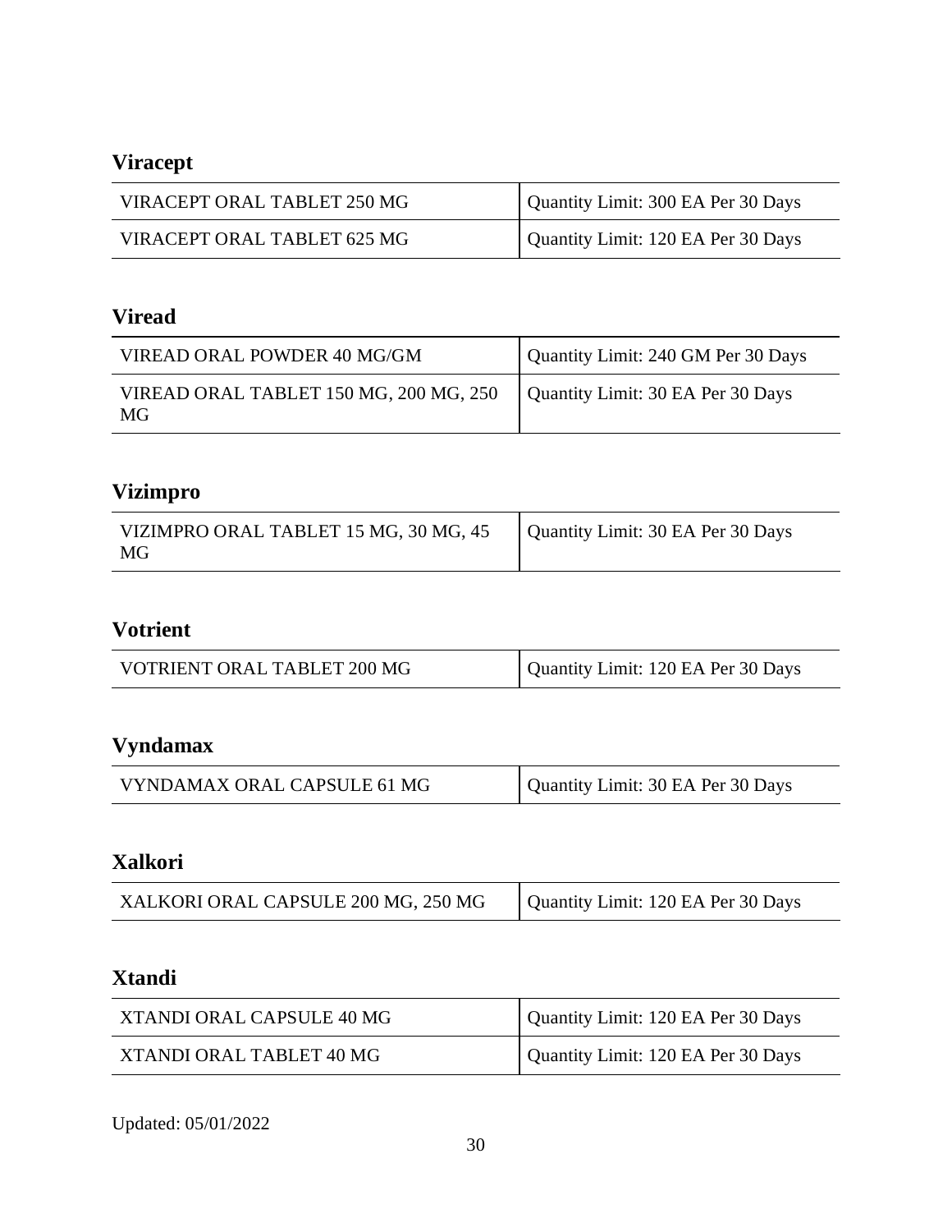## Viracept

| | |
|---|---|
| VIRACEPT ORAL TABLET 250 MG | Quantity Limit: 300 EA Per 30 Days |
| VIRACEPT ORAL TABLET 625 MG | Quantity Limit: 120 EA Per 30 Days |

## Viread

| | |
|---|---|
| VIREAD ORAL POWDER 40 MG/GM | Quantity Limit: 240 GM Per 30 Days |
| VIREAD ORAL TABLET 150 MG, 200 MG, 250 MG | Quantity Limit: 30 EA Per 30 Days |

## Vizimpro

| | |
|---|---|
| VIZIMPRO ORAL TABLET 15 MG, 30 MG, 45 MG | Quantity Limit: 30 EA Per 30 Days |

## Votrient

| | |
|---|---|
| VOTRIENT ORAL TABLET 200 MG | Quantity Limit: 120 EA Per 30 Days |

## Vyndamax

| | |
|---|---|
| VYNDAMAX ORAL CAPSULE 61 MG | Quantity Limit: 30 EA Per 30 Days |

## Xalkori

| | |
|---|---|
| XALKORI ORAL CAPSULE 200 MG, 250 MG | Quantity Limit: 120 EA Per 30 Days |

## Xtandi

| | |
|---|---|
| XTANDI ORAL CAPSULE 40 MG | Quantity Limit: 120 EA Per 30 Days |
| XTANDI ORAL TABLET 40 MG | Quantity Limit: 120 EA Per 30 Days |

Updated: 05/01/2022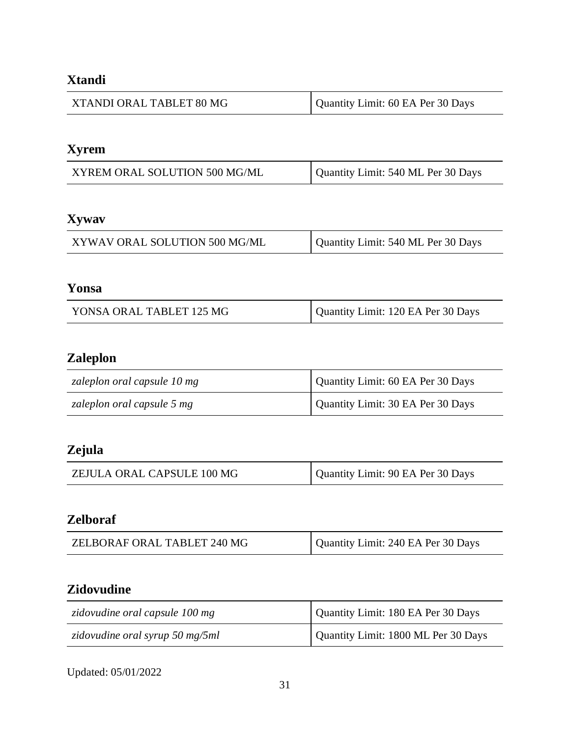## Xtandi

| | |
|---|---|
| XTANDI ORAL TABLET 80 MG | Quantity Limit: 60 EA Per 30 Days |

## Xyrem

| | |
|---|---|
| XYREM ORAL SOLUTION 500 MG/ML | Quantity Limit: 540 ML Per 30 Days |

## Xywav

| | |
|---|---|
| XYWAV ORAL SOLUTION 500 MG/ML | Quantity Limit: 540 ML Per 30 Days |

## Yonsa

| | |
|---|---|
| YONSA ORAL TABLET 125 MG | Quantity Limit: 120 EA Per 30 Days |

## Zaleplon

| | |
|---|---|
| *zaleplon oral capsule 10 mg* | Quantity Limit: 60 EA Per 30 Days |
| *zaleplon oral capsule 5 mg* | Quantity Limit: 30 EA Per 30 Days |

## Zejula

| | |
|---|---|
| ZEJULA ORAL CAPSULE 100 MG | Quantity Limit: 90 EA Per 30 Days |

## Zelboraf

| | |
|---|---|
| ZELBORAF ORAL TABLET 240 MG | Quantity Limit: 240 EA Per 30 Days |

## Zidovudine

| | |
|---|---|
| *zidovudine oral capsule 100 mg* | Quantity Limit: 180 EA Per 30 Days |
| *zidovudine oral syrup 50 mg/5ml* | Quantity Limit: 1800 ML Per 30 Days |

Updated: 05/01/2022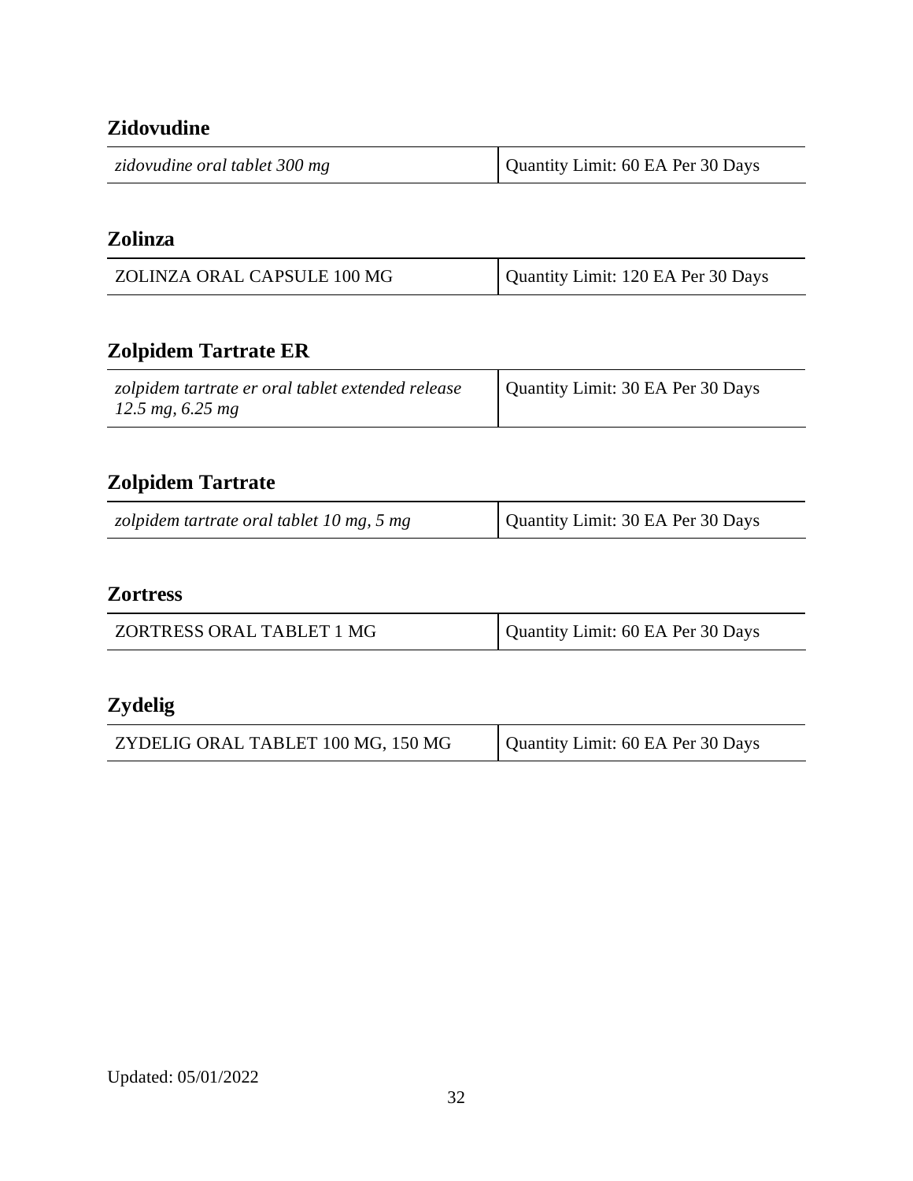## Zidovudine

| | |
|---|---|
| *zidovudine oral tablet 300 mg* | Quantity Limit: 60 EA Per 30 Days |

## Zolinza

| | |
|---|---|
| ZOLINZA ORAL CAPSULE 100 MG | Quantity Limit: 120 EA Per 30 Days |

## Zolpidem Tartrate ER

| | |
|---|---|
| *zolpidem tartrate er oral tablet extended release 12.5 mg, 6.25 mg* | Quantity Limit: 30 EA Per 30 Days |

## Zolpidem Tartrate

| | |
|---|---|
| *zolpidem tartrate oral tablet 10 mg, 5 mg* | Quantity Limit: 30 EA Per 30 Days |

## Zortress

| | |
|---|---|
| ZORTRESS ORAL TABLET 1 MG | Quantity Limit: 60 EA Per 30 Days |

## Zydelig

| | |
|---|---|
| ZYDELIG ORAL TABLET 100 MG, 150 MG | Quantity Limit: 60 EA Per 30 Days |

Updated: 05/01/2022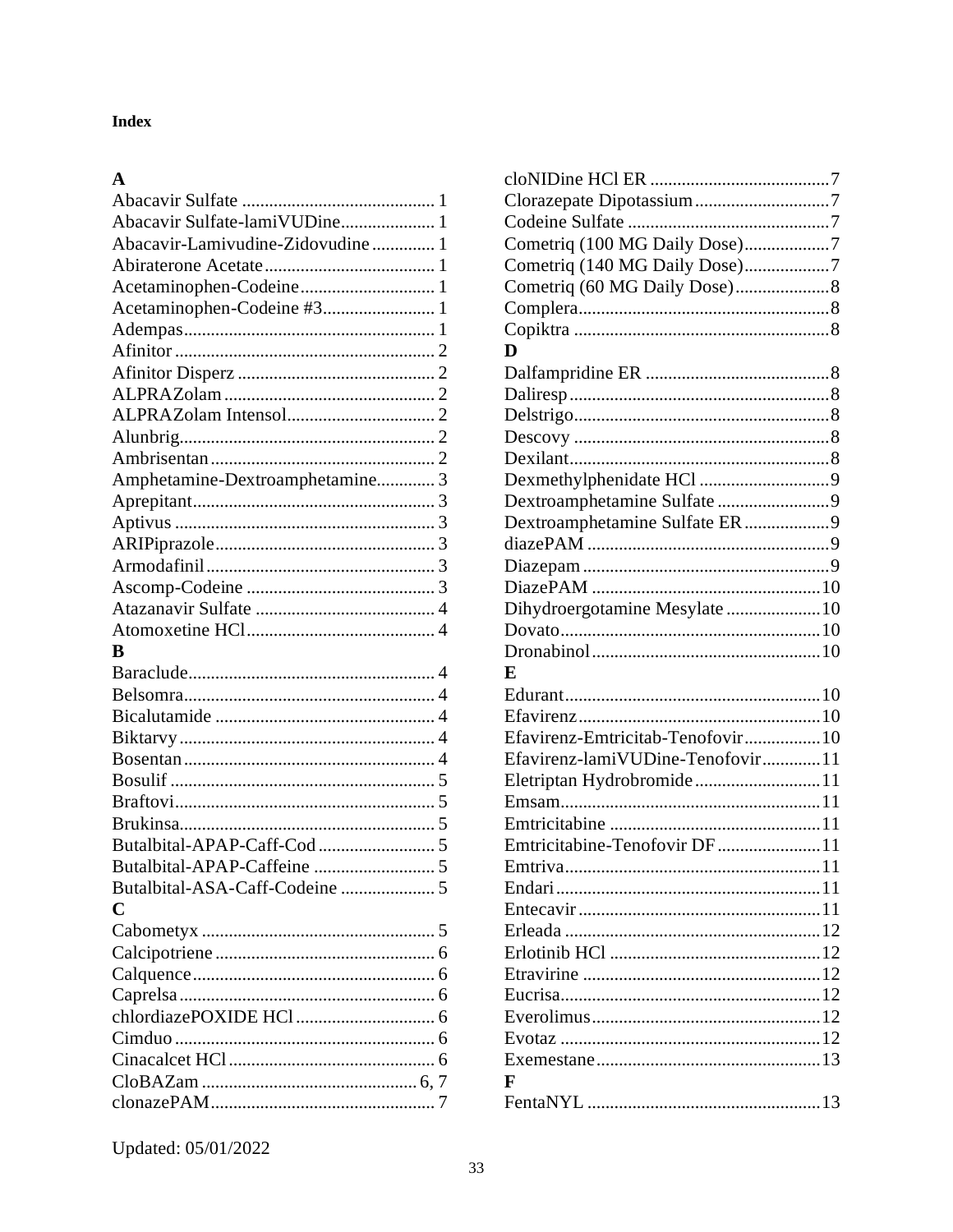# Index

**A**

Abacavir Sulfate ........................................... 1
Abacavir Sulfate-lamiVUDine..................... 1
Abacavir-Lamivudine-Zidovudine.............. 1
Abiraterone Acetate...................................... 1
Acetaminophen-Codeine.............................. 1
Acetaminophen-Codeine #3......................... 1
Adempas........................................................ 1
Afinitor.......................................................... 2
Afinitor Disperz............................................ 2
ALPRAZolam............................................... 2
ALPRAZolam Intensol................................. 2
Alunbrig......................................................... 2
Ambrisentan.................................................. 2
Amphetamine-Dextroamphetamine............. 3
Aprepitant...................................................... 3
Aptivus.......................................................... 3
ARIPiprazole................................................. 3
Armodafinil................................................... 3
Ascomp-Codeine........................................... 3
Atazanavir Sulfate........................................ 4
Atomoxetine HCl.......................................... 4

**B**

Baraclude....................................................... 4
Belsomra........................................................ 4
Bicalutamide................................................. 4
Biktarvy......................................................... 4
Bosentan........................................................ 4
Bosulif........................................................... 5
Braftovi.......................................................... 5
Brukinsa......................................................... 5
Butalbital-APAP-Caff-Cod.......................... 5
Butalbital-APAP-Caffeine........................... 5
Butalbital-ASA-Caff-Codeine..................... 5

**C**

Cabometyx.................................................... 5
Calcipotriene................................................. 6
Calquence...................................................... 6
Caprelsa......................................................... 6
chlordiazePOXIDE HCl............................... 6
Cimduo.......................................................... 6
Cinacalcet HCl............................................. 6
CloBAZam................................................ 6, 7
clonazePAM.................................................. 7
cloNIDine HCl ER........................................ 7
Clorazepate Dipotassium.............................. 7
Codeine Sulfate............................................. 7
Cometriq (100 MG Daily Dose)................... 7
Cometriq (140 MG Daily Dose)................... 7
Cometriq (60 MG Daily Dose)..................... 8
Complera........................................................ 8
Copiktra......................................................... 8

**D**

Dalfampridine ER......................................... 8
Daliresp.......................................................... 8
Delstrigo........................................................ 8
Descovy......................................................... 8
Dexilant.......................................................... 8
Dexmethylphenidate HCl............................. 9
Dextroamphetamine Sulfate......................... 9
Dextroamphetamine Sulfate ER................... 9
diazePAM...................................................... 9
Diazepam....................................................... 9
DiazePAM.................................................... 10
Dihydroergotamine Mesylate..................... 10
Dovato.......................................................... 10
Dronabinol................................................... 10

**E**

Edurant......................................................... 10
Efavirenz...................................................... 10
Efavirenz-Emtricitab-Tenofovir................. 10
Efavirenz-lamiVUDine-Tenofovir............. 11
Eletriptan Hydrobromide............................ 11
Emsam.......................................................... 11
Emtricitabine............................................... 11
Emtricitabine-Tenofovir DF....................... 11
Emtriva......................................................... 11
Endari........................................................... 11
Entecavir...................................................... 11
Erleada......................................................... 12
Erlotinib HCl............................................... 12
Etravirine..................................................... 12
Eucrisa......................................................... 12
Everolimus................................................... 12
Evotaz.......................................................... 12
Exemestane.................................................. 13

**F**

FentaNYL.................................................... 13

Updated: 05/01/2022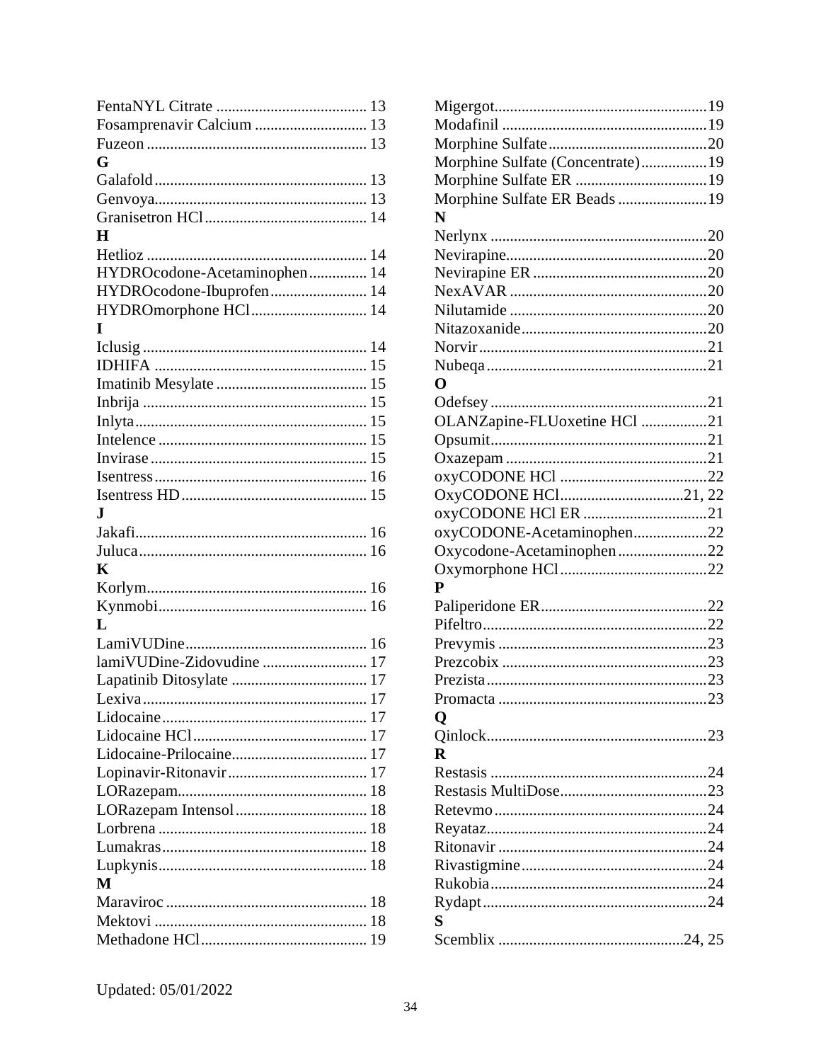FentaNYL Citrate ....................................... 13
Fosamprenavir Calcium ............................. 13
Fuzeon ......................................................... 13

**G**

Galafold....................................................... 13
Genvoya....................................................... 13
Granisetron HCl.......................................... 14

**H**

Hetlioz ......................................................... 14
HYDROcodone-Acetaminophen............... 14
HYDROcodone-Ibuprofen......................... 14
HYDROmorphone HCl.............................. 14

**I**

Iclusig .......................................................... 14
IDHIFA ....................................................... 15
Imatinib Mesylate ....................................... 15
Inbrija .......................................................... 15
Inlyta............................................................ 15
Intelence ...................................................... 15
Invirase ........................................................ 15
Isentress....................................................... 16
Isentress HD................................................ 15

**J**

Jakafi............................................................ 16
Juluca........................................................... 16

**K**

Korlym......................................................... 16
Kynmobi...................................................... 16

**L**

LamiVUDine............................................... 16
lamiVUDine-Zidovudine ........................... 17
Lapatinib Ditosylate ................................... 17
Lexiva.......................................................... 17
Lidocaine..................................................... 17
Lidocaine HCl............................................. 17
Lidocaine-Prilocaine................................... 17
Lopinavir-Ritonavir.................................... 17
LORazepam................................................. 18
LORazepam Intensol.................................. 18
Lorbrena ...................................................... 18
Lumakras..................................................... 18
Lupkynis...................................................... 18

**M**

Maraviroc .................................................... 18
Mektovi ....................................................... 18
Methadone HCl........................................... 19
Migergot.......................................................19
Modafinil .....................................................19
Morphine Sulfate.........................................20
Morphine Sulfate (Concentrate).................19
Morphine Sulfate ER ..................................19
Morphine Sulfate ER Beads .......................19

**N**

Nerlynx ........................................................20
Nevirapine....................................................20
Nevirapine ER .............................................20
NexAVAR ...................................................20
Nilutamide ...................................................20
Nitazoxanide................................................20
Norvir...........................................................21
Nubeqa .........................................................21

**O**

Odefsey ........................................................21
OLANZapine-FLUoxetine HCl .................21
Opsumit........................................................21
Oxazepam ....................................................21
oxyCODONE HCl ......................................22
OxyCODONE HCl................................21, 22
oxyCODONE HCl ER ................................21
oxyCODONE-Acetaminophen...................22
Oxycodone-Acetaminophen.......................22
Oxymorphone HCl......................................22

**P**

Paliperidone ER...........................................22
Pifeltro..........................................................22
Prevymis ......................................................23
Prezcobix .....................................................23
Prezista .........................................................23
Promacta ......................................................23

**Q**

Qinlock.........................................................23

**R**

Restasis ........................................................24
Restasis MultiDose......................................23
Retevmo .......................................................24
Reyataz.........................................................24
Ritonavir ......................................................24
Rivastigmine................................................24
Rukobia........................................................24
Rydapt..........................................................24

**S**

Scemblix ...............................................24, 25

Updated: 05/01/2022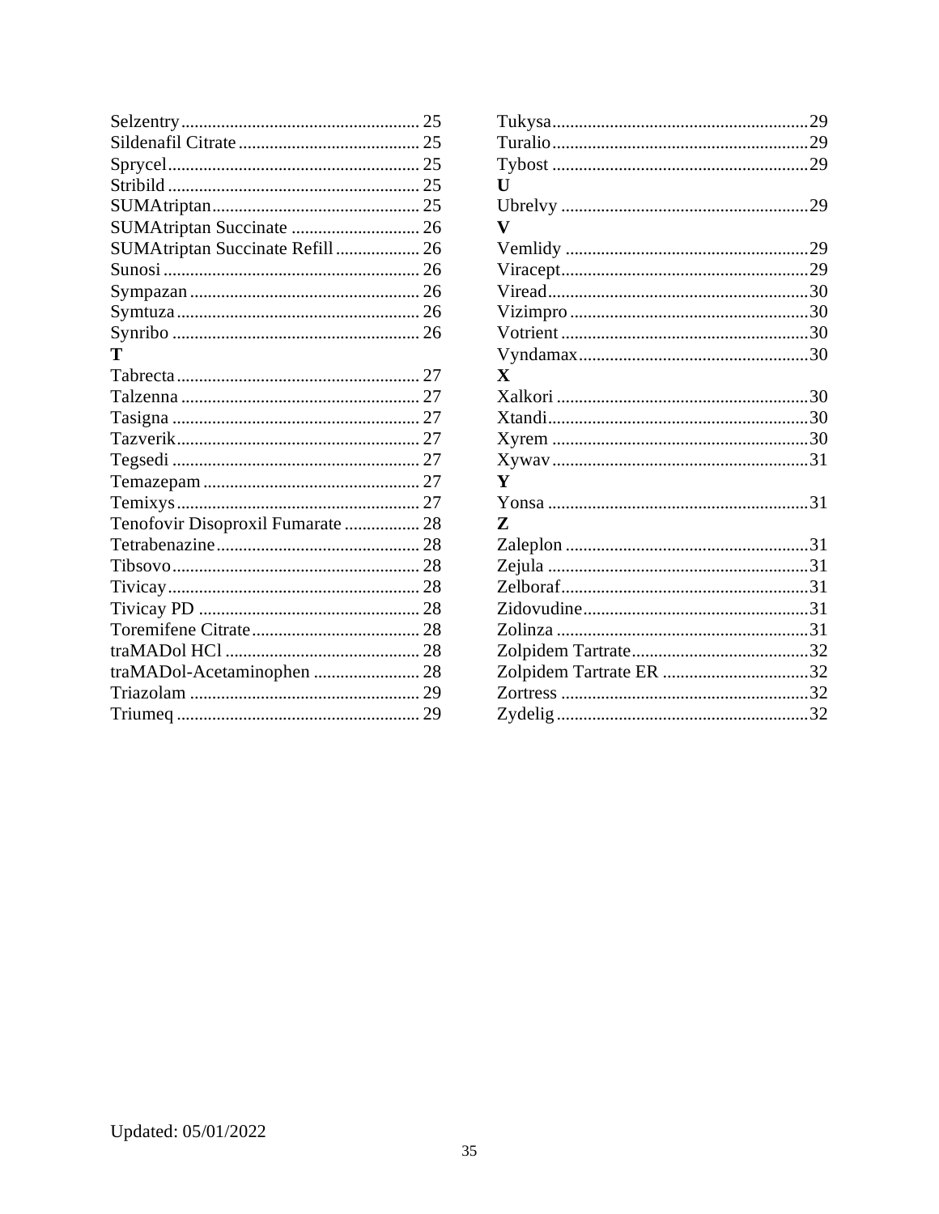Selzentry...................................................... 25
Sildenafil Citrate ......................................... 25
Sprycel.......................................................... 25
Stribild .......................................................... 25
SUMAtriptan.................................................. 25
SUMAtriptan Succinate ............................. 26
SUMAtriptan Succinate Refill ................... 26
Sunosi ........................................................... 26
Sympazan ..................................................... 26
Symtuza ........................................................ 26
Synribo ......................................................... 26

**T**

Tabrecta ........................................................ 27
Talzenna ........................................................ 27
Tasigna .......................................................... 27
Tazverik ......................................................... 27
Tegsedi .......................................................... 27
Temazepam ................................................... 27
Temixys ......................................................... 27
Tenofovir Disoproxil Fumarate ................. 28
Tetrabenazine ............................................... 28
Tibsovo .......................................................... 28
Tivicay ........................................................... 28
Tivicay PD .................................................... 28
Toremifene Citrate ....................................... 28
traMADol HCl ............................................. 28
traMADol-Acetaminophen ......................... 28
Triazolam ..................................................... 29
Triumeq ........................................................ 29
Tukysa ........................................................... 29
Turalio ........................................................... 29
Tybost ............................................................ 29

**U**

Ubrelvy ......................................................... 29

**V**

Vemlidy ........................................................ 29
Viracept ......................................................... 29
Viread ............................................................ 30
Vizimpro ....................................................... 30
Votrient ......................................................... 30
Vyndamax ..................................................... 30

**X**

Xalkori .......................................................... 30
Xtandi ............................................................ 30
Xyrem ............................................................ 30
Xywav ............................................................ 31

**Y**

Yonsa ............................................................. 31

**Z**

Zaleplon ........................................................ 31
Zejula ............................................................. 31
Zelboraf ......................................................... 31
Zidovudine .................................................... 31
Zolinza ........................................................... 31
Zolpidem Tartrate ......................................... 32
Zolpidem Tartrate ER .................................. 32
Zortress ......................................................... 32
Zydelig .......................................................... 32

Updated: 05/01/2022